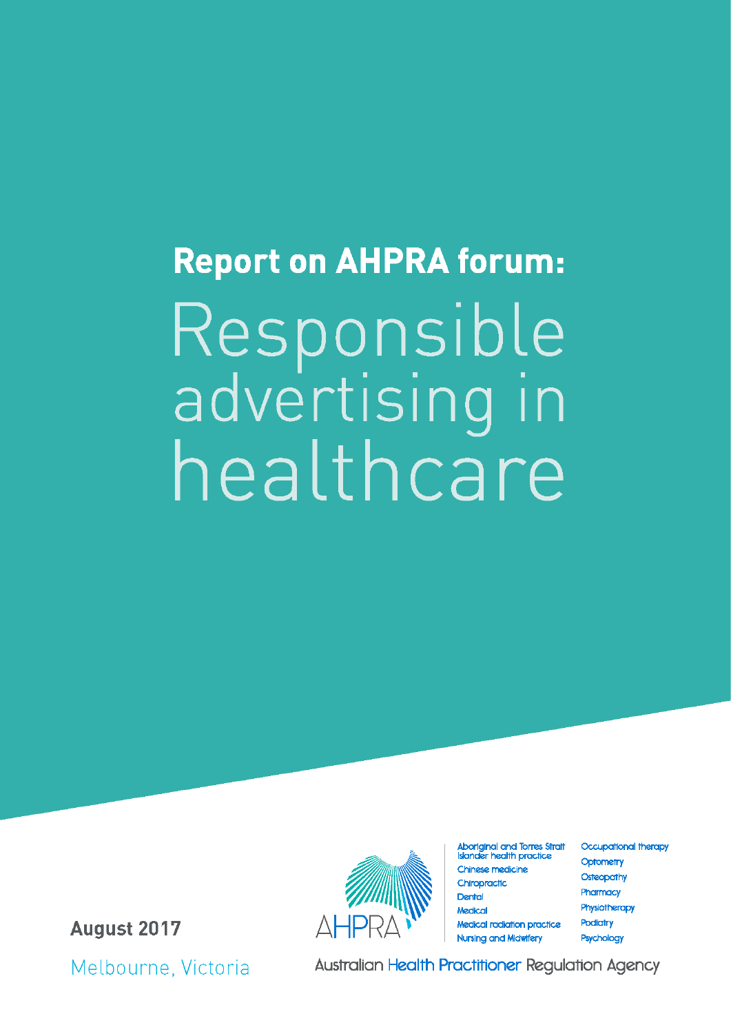# Report on AHPRA forum: Responsible advertising in healthcare

**August 2017**

Melbourne, Victoria

AHPRA

Aboriginal and Torres Strait Islander health practice
Chinese medicine
Chiropractic
Dental
Medical
Medical radiation practice
Nursing and Midwifery
Occupational therapy
Optometry
Osteopathy
Pharmacy
Physiotherapy
Podiatry
Psychology

Australian Health Practitioner Regulation Agency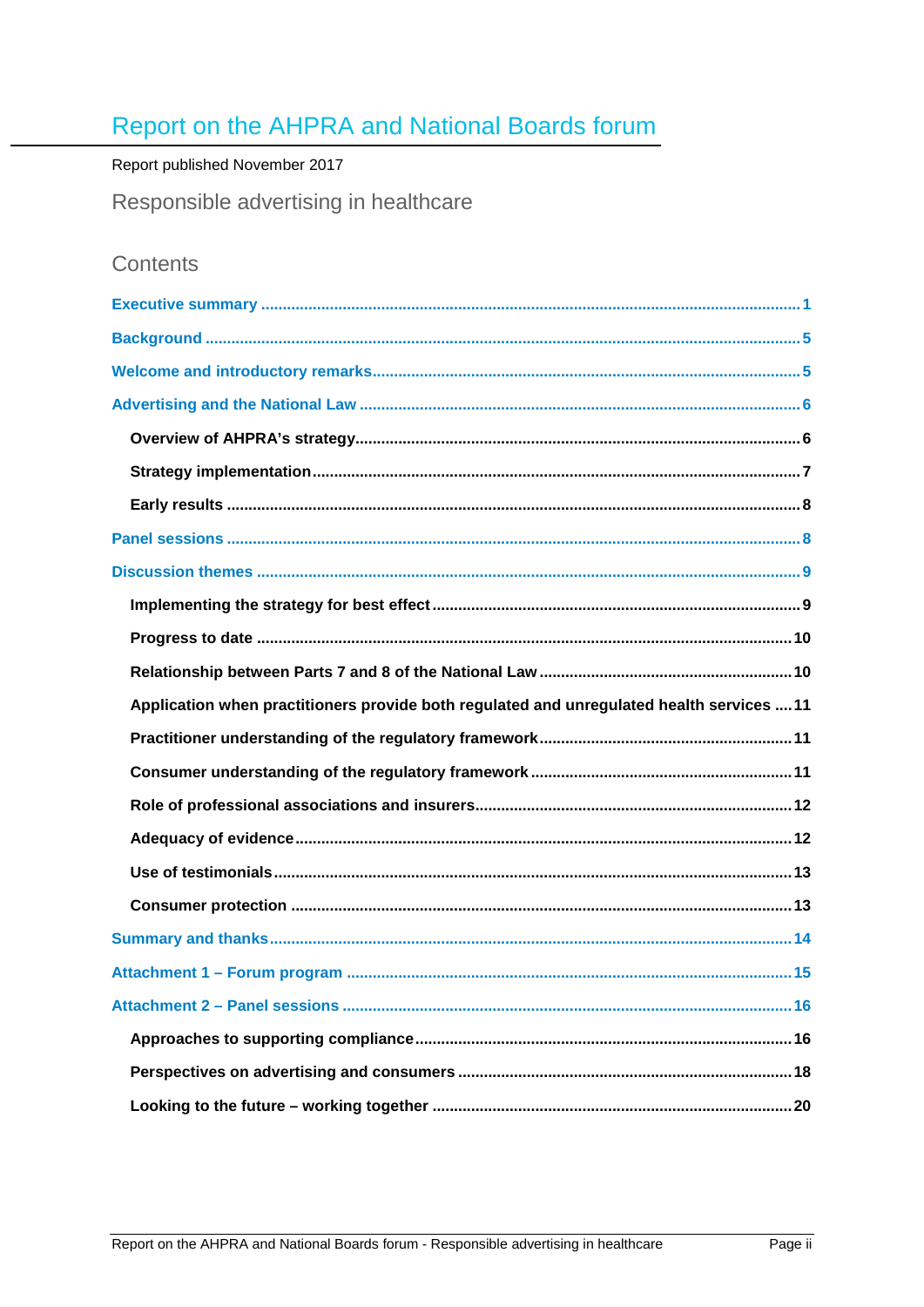# Report on the AHPRA and National Boards forum

Report published November 2017

## Responsible advertising in healthcare

### Contents

**Executive summary** ........................................................................................................ 1

**Background** .................................................................................................................... 5

**Welcome and introductory remarks** ............................................................................... 5

**Advertising and the National Law** ................................................................................. 6

- **Overview of AHPRA's strategy** ................................................................................. 6
- **Strategy implementation** ............................................................................................ 7
- **Early results** ................................................................................................................ 8

**Panel sessions** ................................................................................................................ 8

**Discussion themes** ......................................................................................................... 9

- **Implementing the strategy for best effect** ................................................................. 9
- **Progress to date** ....................................................................................................... 10
- **Relationship between Parts 7 and 8 of the National Law** ....................................... 10
- **Application when practitioners provide both regulated and unregulated health services** .... 11
- **Practitioner understanding of the regulatory framework** .......................................... 11
- **Consumer understanding of the regulatory framework** ............................................ 11
- **Role of professional associations and insurers** ........................................................ 12
- **Adequacy of evidence** .............................................................................................. 12
- **Use of testimonials** ................................................................................................... 13
- **Consumer protection** ................................................................................................ 13

**Summary and thanks** .................................................................................................... 14

**Attachment 1 – Forum program** .................................................................................. 15

**Attachment 2 – Panel sessions** .................................................................................... 16

- **Approaches to supporting compliance** ..................................................................... 16
- **Perspectives on advertising and consumers** ............................................................ 18
- **Looking to the future – working together** ................................................................ 20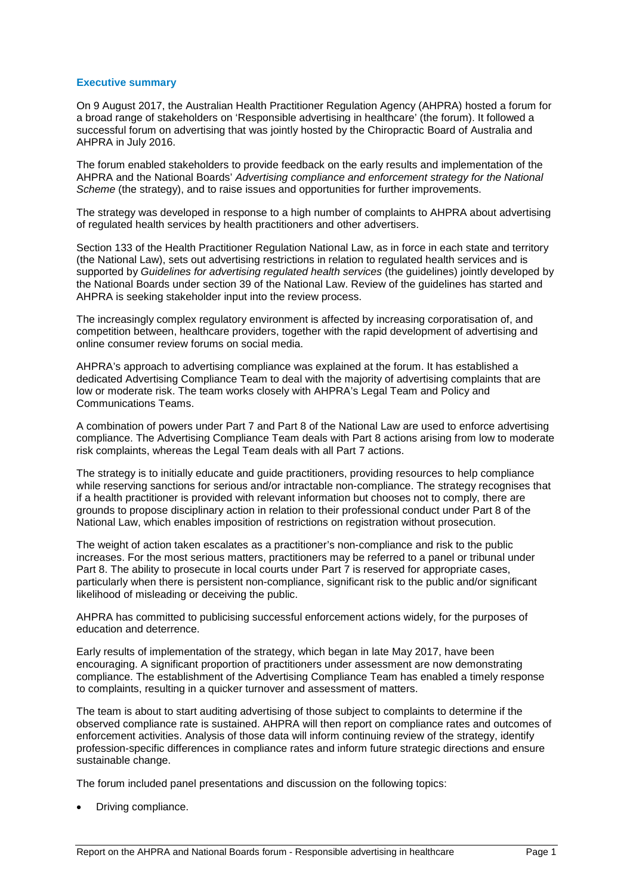## Executive summary

On 9 August 2017, the Australian Health Practitioner Regulation Agency (AHPRA) hosted a forum for a broad range of stakeholders on 'Responsible advertising in healthcare' (the forum). It followed a successful forum on advertising that was jointly hosted by the Chiropractic Board of Australia and AHPRA in July 2016.

The forum enabled stakeholders to provide feedback on the early results and implementation of the AHPRA and the National Boards' *Advertising compliance and enforcement strategy for the National Scheme* (the strategy), and to raise issues and opportunities for further improvements.

The strategy was developed in response to a high number of complaints to AHPRA about advertising of regulated health services by health practitioners and other advertisers.

Section 133 of the Health Practitioner Regulation National Law, as in force in each state and territory (the National Law), sets out advertising restrictions in relation to regulated health services and is supported by *Guidelines for advertising regulated health services* (the guidelines) jointly developed by the National Boards under section 39 of the National Law. Review of the guidelines has started and AHPRA is seeking stakeholder input into the review process.

The increasingly complex regulatory environment is affected by increasing corporatisation of, and competition between, healthcare providers, together with the rapid development of advertising and online consumer review forums on social media.

AHPRA's approach to advertising compliance was explained at the forum. It has established a dedicated Advertising Compliance Team to deal with the majority of advertising complaints that are low or moderate risk. The team works closely with AHPRA's Legal Team and Policy and Communications Teams.

A combination of powers under Part 7 and Part 8 of the National Law are used to enforce advertising compliance. The Advertising Compliance Team deals with Part 8 actions arising from low to moderate risk complaints, whereas the Legal Team deals with all Part 7 actions.

The strategy is to initially educate and guide practitioners, providing resources to help compliance while reserving sanctions for serious and/or intractable non-compliance. The strategy recognises that if a health practitioner is provided with relevant information but chooses not to comply, there are grounds to propose disciplinary action in relation to their professional conduct under Part 8 of the National Law, which enables imposition of restrictions on registration without prosecution.

The weight of action taken escalates as a practitioner's non-compliance and risk to the public increases. For the most serious matters, practitioners may be referred to a panel or tribunal under Part 8. The ability to prosecute in local courts under Part 7 is reserved for appropriate cases, particularly when there is persistent non-compliance, significant risk to the public and/or significant likelihood of misleading or deceiving the public.

AHPRA has committed to publicising successful enforcement actions widely, for the purposes of education and deterrence.

Early results of implementation of the strategy, which began in late May 2017, have been encouraging. A significant proportion of practitioners under assessment are now demonstrating compliance. The establishment of the Advertising Compliance Team has enabled a timely response to complaints, resulting in a quicker turnover and assessment of matters.

The team is about to start auditing advertising of those subject to complaints to determine if the observed compliance rate is sustained. AHPRA will then report on compliance rates and outcomes of enforcement activities. Analysis of those data will inform continuing review of the strategy, identify profession-specific differences in compliance rates and inform future strategic directions and ensure sustainable change.

The forum included panel presentations and discussion on the following topics:

- Driving compliance.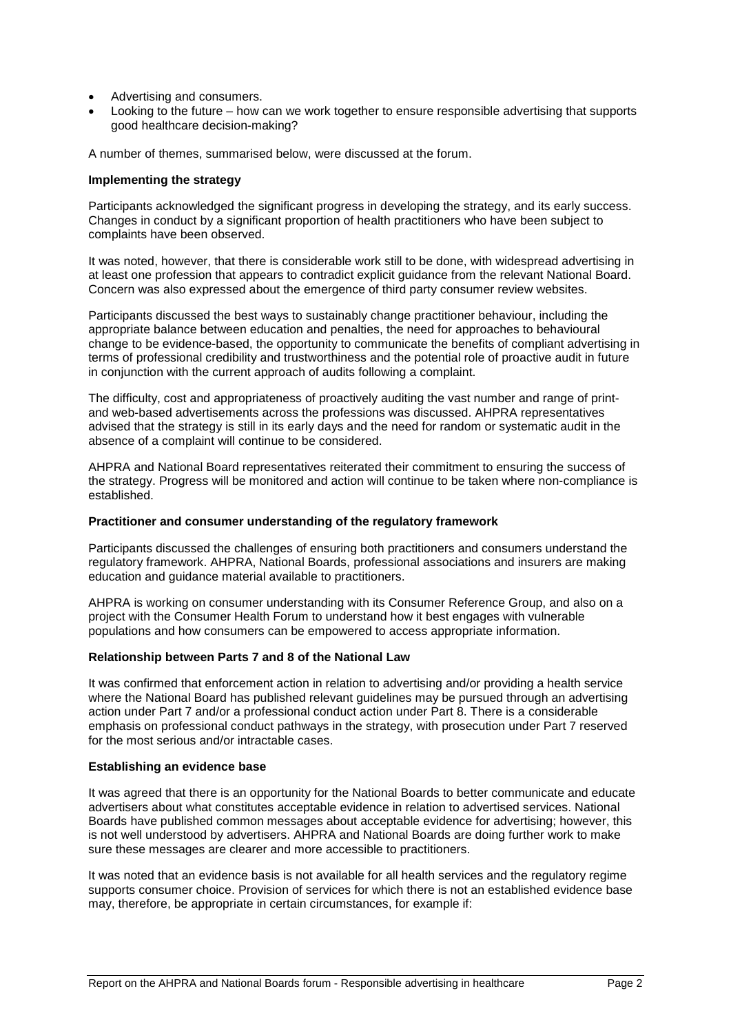- Advertising and consumers.
- Looking to the future – how can we work together to ensure responsible advertising that supports good healthcare decision-making?

A number of themes, summarised below, were discussed at the forum.

**Implementing the strategy**

Participants acknowledged the significant progress in developing the strategy, and its early success. Changes in conduct by a significant proportion of health practitioners who have been subject to complaints have been observed.

It was noted, however, that there is considerable work still to be done, with widespread advertising in at least one profession that appears to contradict explicit guidance from the relevant National Board. Concern was also expressed about the emergence of third party consumer review websites.

Participants discussed the best ways to sustainably change practitioner behaviour, including the appropriate balance between education and penalties, the need for approaches to behavioural change to be evidence-based, the opportunity to communicate the benefits of compliant advertising in terms of professional credibility and trustworthiness and the potential role of proactive audit in future in conjunction with the current approach of audits following a complaint.

The difficulty, cost and appropriateness of proactively auditing the vast number and range of print- and web-based advertisements across the professions was discussed. AHPRA representatives advised that the strategy is still in its early days and the need for random or systematic audit in the absence of a complaint will continue to be considered.

AHPRA and National Board representatives reiterated their commitment to ensuring the success of the strategy. Progress will be monitored and action will continue to be taken where non-compliance is established.

**Practitioner and consumer understanding of the regulatory framework**

Participants discussed the challenges of ensuring both practitioners and consumers understand the regulatory framework. AHPRA, National Boards, professional associations and insurers are making education and guidance material available to practitioners.

AHPRA is working on consumer understanding with its Consumer Reference Group, and also on a project with the Consumer Health Forum to understand how it best engages with vulnerable populations and how consumers can be empowered to access appropriate information.

**Relationship between Parts 7 and 8 of the National Law**

It was confirmed that enforcement action in relation to advertising and/or providing a health service where the National Board has published relevant guidelines may be pursued through an advertising action under Part 7 and/or a professional conduct action under Part 8. There is a considerable emphasis on professional conduct pathways in the strategy, with prosecution under Part 7 reserved for the most serious and/or intractable cases.

**Establishing an evidence base**

It was agreed that there is an opportunity for the National Boards to better communicate and educate advertisers about what constitutes acceptable evidence in relation to advertised services. National Boards have published common messages about acceptable evidence for advertising; however, this is not well understood by advertisers. AHPRA and National Boards are doing further work to make sure these messages are clearer and more accessible to practitioners.

It was noted that an evidence basis is not available for all health services and the regulatory regime supports consumer choice. Provision of services for which there is not an established evidence base may, therefore, be appropriate in certain circumstances, for example if: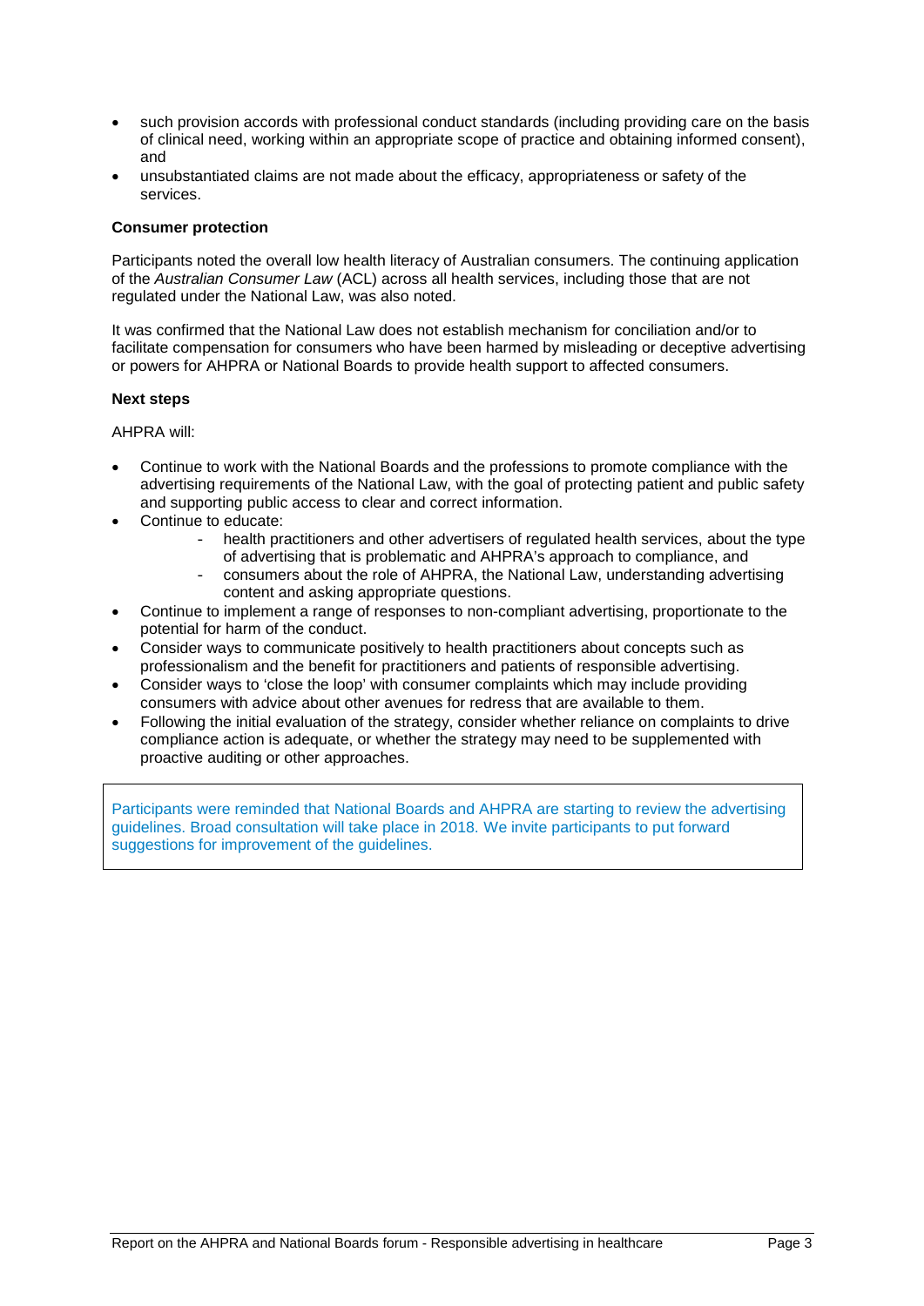- such provision accords with professional conduct standards (including providing care on the basis of clinical need, working within an appropriate scope of practice and obtaining informed consent), and
- unsubstantiated claims are not made about the efficacy, appropriateness or safety of the services.

**Consumer protection**

Participants noted the overall low health literacy of Australian consumers. The continuing application of the *Australian Consumer Law* (ACL) across all health services, including those that are not regulated under the National Law, was also noted.

It was confirmed that the National Law does not establish mechanism for conciliation and/or to facilitate compensation for consumers who have been harmed by misleading or deceptive advertising or powers for AHPRA or National Boards to provide health support to affected consumers.

**Next steps**

AHPRA will:

- Continue to work with the National Boards and the professions to promote compliance with the advertising requirements of the National Law, with the goal of protecting patient and public safety and supporting public access to clear and correct information.
- Continue to educate:
  - health practitioners and other advertisers of regulated health services, about the type of advertising that is problematic and AHPRA's approach to compliance, and
  - consumers about the role of AHPRA, the National Law, understanding advertising content and asking appropriate questions.
- Continue to implement a range of responses to non-compliant advertising, proportionate to the potential for harm of the conduct.
- Consider ways to communicate positively to health practitioners about concepts such as professionalism and the benefit for practitioners and patients of responsible advertising.
- Consider ways to 'close the loop' with consumer complaints which may include providing consumers with advice about other avenues for redress that are available to them.
- Following the initial evaluation of the strategy, consider whether reliance on complaints to drive compliance action is adequate, or whether the strategy may need to be supplemented with proactive auditing or other approaches.

> Participants were reminded that National Boards and AHPRA are starting to review the advertising guidelines. Broad consultation will take place in 2018. We invite participants to put forward suggestions for improvement of the guidelines.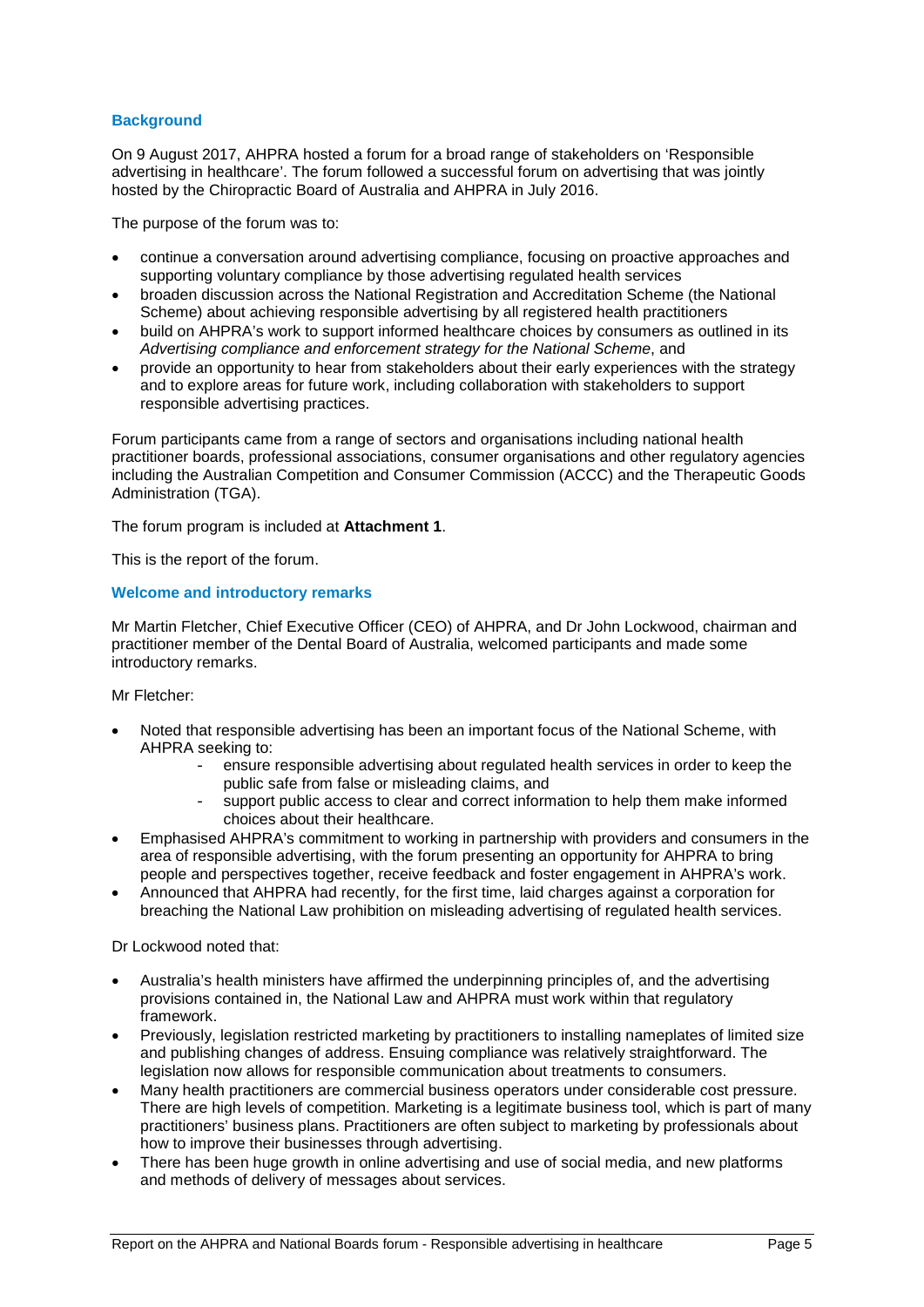## Background

On 9 August 2017, AHPRA hosted a forum for a broad range of stakeholders on 'Responsible advertising in healthcare'. The forum followed a successful forum on advertising that was jointly hosted by the Chiropractic Board of Australia and AHPRA in July 2016.

The purpose of the forum was to:

- continue a conversation around advertising compliance, focusing on proactive approaches and supporting voluntary compliance by those advertising regulated health services
- broaden discussion across the National Registration and Accreditation Scheme (the National Scheme) about achieving responsible advertising by all registered health practitioners
- build on AHPRA's work to support informed healthcare choices by consumers as outlined in its *Advertising compliance and enforcement strategy for the National Scheme*, and
- provide an opportunity to hear from stakeholders about their early experiences with the strategy and to explore areas for future work, including collaboration with stakeholders to support responsible advertising practices.

Forum participants came from a range of sectors and organisations including national health practitioner boards, professional associations, consumer organisations and other regulatory agencies including the Australian Competition and Consumer Commission (ACCC) and the Therapeutic Goods Administration (TGA).

The forum program is included at **Attachment 1**.

This is the report of the forum.

## Welcome and introductory remarks

Mr Martin Fletcher, Chief Executive Officer (CEO) of AHPRA, and Dr John Lockwood, chairman and practitioner member of the Dental Board of Australia, welcomed participants and made some introductory remarks.

Mr Fletcher:

- Noted that responsible advertising has been an important focus of the National Scheme, with AHPRA seeking to:
  - ensure responsible advertising about regulated health services in order to keep the public safe from false or misleading claims, and
  - support public access to clear and correct information to help them make informed choices about their healthcare.
- Emphasised AHPRA's commitment to working in partnership with providers and consumers in the area of responsible advertising, with the forum presenting an opportunity for AHPRA to bring people and perspectives together, receive feedback and foster engagement in AHPRA's work.
- Announced that AHPRA had recently, for the first time, laid charges against a corporation for breaching the National Law prohibition on misleading advertising of regulated health services.

Dr Lockwood noted that:

- Australia's health ministers have affirmed the underpinning principles of, and the advertising provisions contained in, the National Law and AHPRA must work within that regulatory framework.
- Previously, legislation restricted marketing by practitioners to installing nameplates of limited size and publishing changes of address. Ensuing compliance was relatively straightforward. The legislation now allows for responsible communication about treatments to consumers.
- Many health practitioners are commercial business operators under considerable cost pressure. There are high levels of competition. Marketing is a legitimate business tool, which is part of many practitioners' business plans. Practitioners are often subject to marketing by professionals about how to improve their businesses through advertising.
- There has been huge growth in online advertising and use of social media, and new platforms and methods of delivery of messages about services.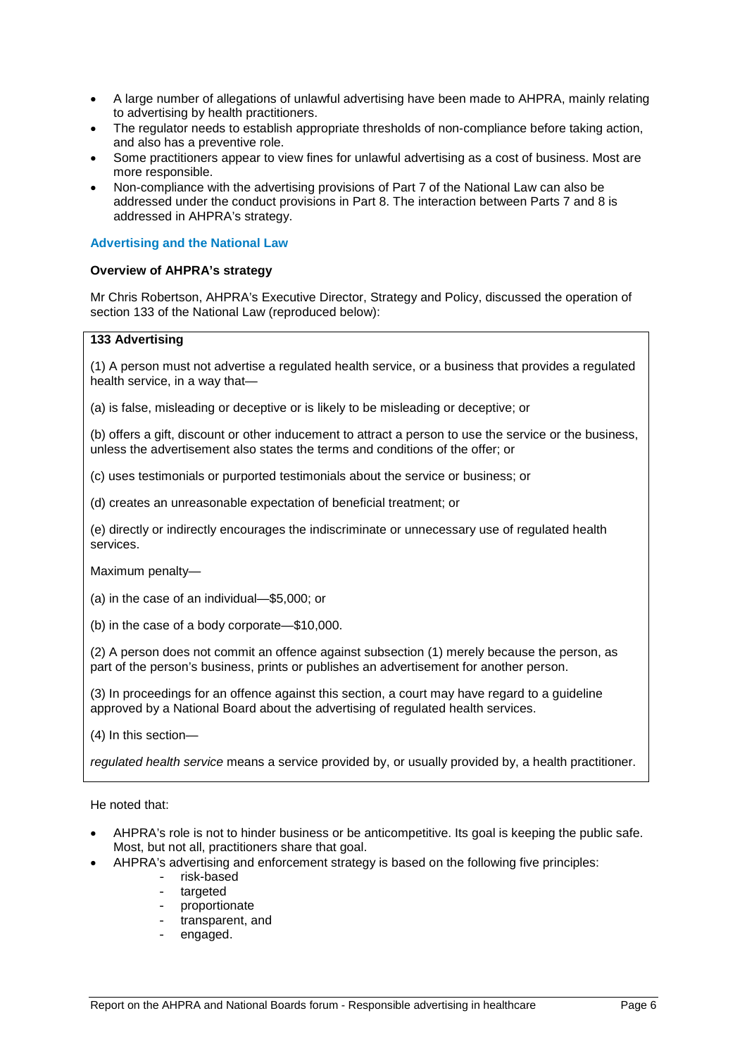- A large number of allegations of unlawful advertising have been made to AHPRA, mainly relating to advertising by health practitioners.
- The regulator needs to establish appropriate thresholds of non-compliance before taking action, and also has a preventive role.
- Some practitioners appear to view fines for unlawful advertising as a cost of business. Most are more responsible.
- Non-compliance with the advertising provisions of Part 7 of the National Law can also be addressed under the conduct provisions in Part 8. The interaction between Parts 7 and 8 is addressed in AHPRA's strategy.

## Advertising and the National Law

**Overview of AHPRA's strategy**

Mr Chris Robertson, AHPRA's Executive Director, Strategy and Policy, discussed the operation of section 133 of the National Law (reproduced below):

> **133 Advertising**
>
> (1) A person must not advertise a regulated health service, or a business that provides a regulated health service, in a way that—
>
> (a) is false, misleading or deceptive or is likely to be misleading or deceptive; or
>
> (b) offers a gift, discount or other inducement to attract a person to use the service or the business, unless the advertisement also states the terms and conditions of the offer; or
>
> (c) uses testimonials or purported testimonials about the service or business; or
>
> (d) creates an unreasonable expectation of beneficial treatment; or
>
> (e) directly or indirectly encourages the indiscriminate or unnecessary use of regulated health services.
>
> Maximum penalty—
>
> (a) in the case of an individual—$5,000; or
>
> (b) in the case of a body corporate—$10,000.
>
> (2) A person does not commit an offence against subsection (1) merely because the person, as part of the person's business, prints or publishes an advertisement for another person.
>
> (3) In proceedings for an offence against this section, a court may have regard to a guideline approved by a National Board about the advertising of regulated health services.
>
> (4) In this section—
>
> *regulated health service* means a service provided by, or usually provided by, a health practitioner.

He noted that:

- AHPRA's role is not to hinder business or be anticompetitive. Its goal is keeping the public safe. Most, but not all, practitioners share that goal.
- AHPRA's advertising and enforcement strategy is based on the following five principles:
  - risk-based
  - targeted
  - proportionate
  - transparent, and
  - engaged.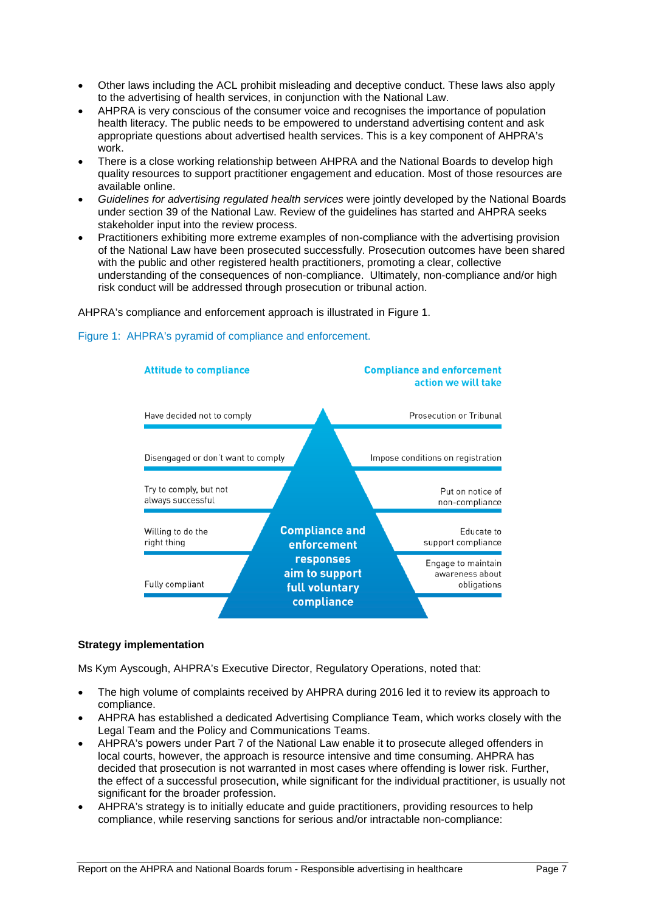- Other laws including the ACL prohibit misleading and deceptive conduct. These laws also apply to the advertising of health services, in conjunction with the National Law.
- AHPRA is very conscious of the consumer voice and recognises the importance of population health literacy. The public needs to be empowered to understand advertising content and ask appropriate questions about advertised health services. This is a key component of AHPRA's work.
- There is a close working relationship between AHPRA and the National Boards to develop high quality resources to support practitioner engagement and education. Most of those resources are available online.
- *Guidelines for advertising regulated health services* were jointly developed by the National Boards under section 39 of the National Law. Review of the guidelines has started and AHPRA seeks stakeholder input into the review process.
- Practitioners exhibiting more extreme examples of non-compliance with the advertising provision of the National Law have been prosecuted successfully. Prosecution outcomes have been shared with the public and other registered health practitioners, promoting a clear, collective understanding of the consequences of non-compliance. Ultimately, non-compliance and/or high risk conduct will be addressed through prosecution or tribunal action.

AHPRA's compliance and enforcement approach is illustrated in Figure 1.

Figure 1: AHPRA's pyramid of compliance and enforcement.

| Attitude to compliance | Compliance and enforcement action we will take |
| --- | --- |
| Have decided not to comply | Prosecution or Tribunal |
| Disengaged or don't want to comply | Impose conditions on registration |
| Try to comply, but not always successful | Put on notice of non-compliance |
| Willing to do the right thing | Educate to support compliance |
| Fully compliant | Engage to maintain awareness about obligations |

Compliance and enforcement responses aim to support full voluntary compliance

**Strategy implementation**

Ms Kym Ayscough, AHPRA's Executive Director, Regulatory Operations, noted that:

- The high volume of complaints received by AHPRA during 2016 led it to review its approach to compliance.
- AHPRA has established a dedicated Advertising Compliance Team, which works closely with the Legal Team and the Policy and Communications Teams.
- AHPRA's powers under Part 7 of the National Law enable it to prosecute alleged offenders in local courts, however, the approach is resource intensive and time consuming. AHPRA has decided that prosecution is not warranted in most cases where offending is lower risk. Further, the effect of a successful prosecution, while significant for the individual practitioner, is usually not significant for the broader profession.
- AHPRA's strategy is to initially educate and guide practitioners, providing resources to help compliance, while reserving sanctions for serious and/or intractable non-compliance: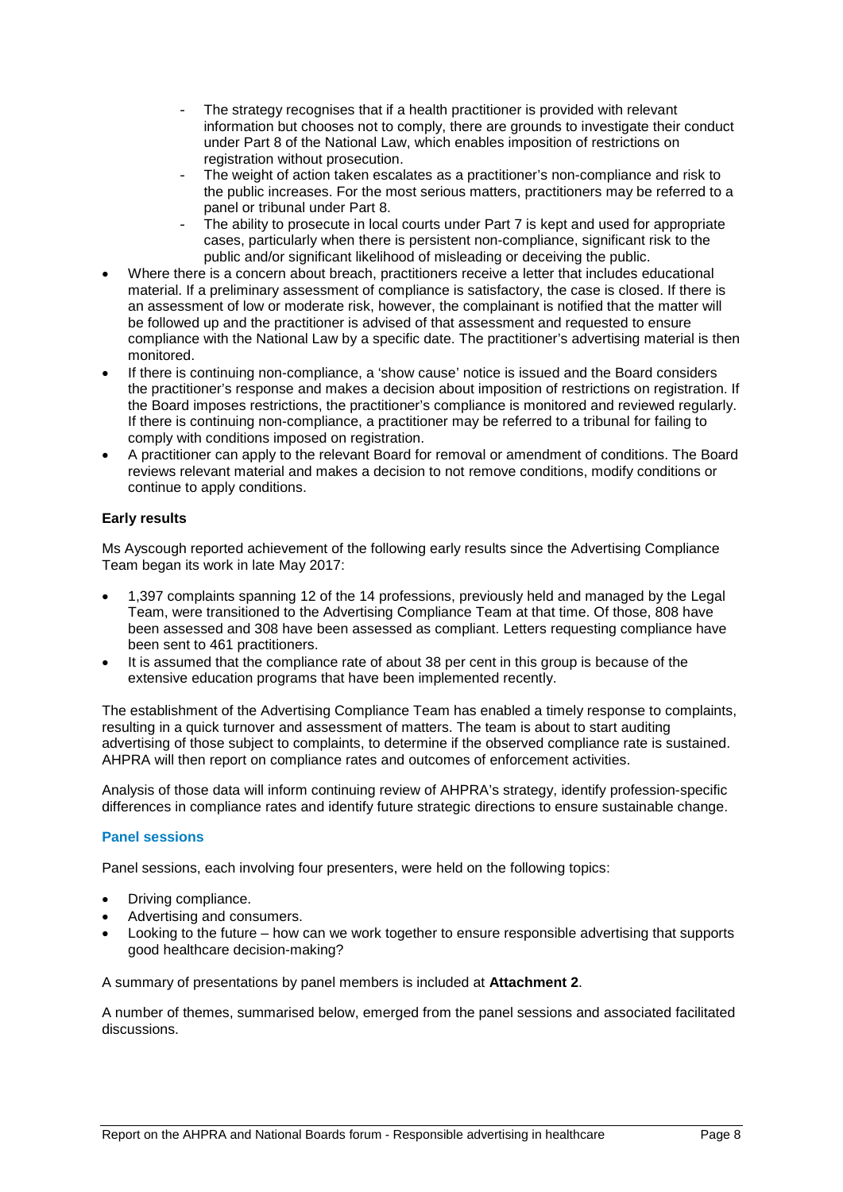- The strategy recognises that if a health practitioner is provided with relevant information but chooses not to comply, there are grounds to investigate their conduct under Part 8 of the National Law, which enables imposition of restrictions on registration without prosecution.
  - The weight of action taken escalates as a practitioner's non-compliance and risk to the public increases. For the most serious matters, practitioners may be referred to a panel or tribunal under Part 8.
  - The ability to prosecute in local courts under Part 7 is kept and used for appropriate cases, particularly when there is persistent non-compliance, significant risk to the public and/or significant likelihood of misleading or deceiving the public.
- Where there is a concern about breach, practitioners receive a letter that includes educational material. If a preliminary assessment of compliance is satisfactory, the case is closed. If there is an assessment of low or moderate risk, however, the complainant is notified that the matter will be followed up and the practitioner is advised of that assessment and requested to ensure compliance with the National Law by a specific date. The practitioner's advertising material is then monitored.
- If there is continuing non-compliance, a 'show cause' notice is issued and the Board considers the practitioner's response and makes a decision about imposition of restrictions on registration. If the Board imposes restrictions, the practitioner's compliance is monitored and reviewed regularly. If there is continuing non-compliance, a practitioner may be referred to a tribunal for failing to comply with conditions imposed on registration.
- A practitioner can apply to the relevant Board for removal or amendment of conditions. The Board reviews relevant material and makes a decision to not remove conditions, modify conditions or continue to apply conditions.

**Early results**

Ms Ayscough reported achievement of the following early results since the Advertising Compliance Team began its work in late May 2017:

- 1,397 complaints spanning 12 of the 14 professions, previously held and managed by the Legal Team, were transitioned to the Advertising Compliance Team at that time. Of those, 808 have been assessed and 308 have been assessed as compliant. Letters requesting compliance have been sent to 461 practitioners.
- It is assumed that the compliance rate of about 38 per cent in this group is because of the extensive education programs that have been implemented recently.

The establishment of the Advertising Compliance Team has enabled a timely response to complaints, resulting in a quick turnover and assessment of matters. The team is about to start auditing advertising of those subject to complaints, to determine if the observed compliance rate is sustained. AHPRA will then report on compliance rates and outcomes of enforcement activities.

Analysis of those data will inform continuing review of AHPRA's strategy, identify profession-specific differences in compliance rates and identify future strategic directions to ensure sustainable change.

### Panel sessions

Panel sessions, each involving four presenters, were held on the following topics:

- Driving compliance.
- Advertising and consumers.
- Looking to the future – how can we work together to ensure responsible advertising that supports good healthcare decision-making?

A summary of presentations by panel members is included at **Attachment 2**.

A number of themes, summarised below, emerged from the panel sessions and associated facilitated discussions.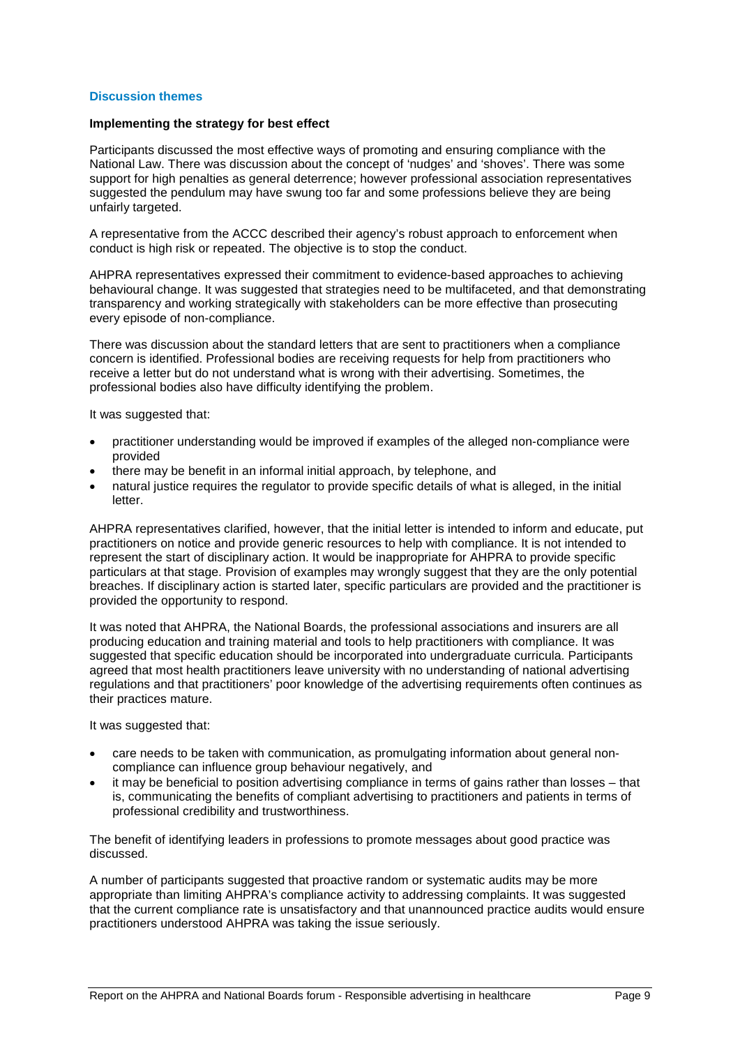## Discussion themes

### Implementing the strategy for best effect

Participants discussed the most effective ways of promoting and ensuring compliance with the National Law. There was discussion about the concept of 'nudges' and 'shoves'. There was some support for high penalties as general deterrence; however professional association representatives suggested the pendulum may have swung too far and some professions believe they are being unfairly targeted.

A representative from the ACCC described their agency's robust approach to enforcement when conduct is high risk or repeated. The objective is to stop the conduct.

AHPRA representatives expressed their commitment to evidence-based approaches to achieving behavioural change. It was suggested that strategies need to be multifaceted, and that demonstrating transparency and working strategically with stakeholders can be more effective than prosecuting every episode of non-compliance.

There was discussion about the standard letters that are sent to practitioners when a compliance concern is identified. Professional bodies are receiving requests for help from practitioners who receive a letter but do not understand what is wrong with their advertising. Sometimes, the professional bodies also have difficulty identifying the problem.

It was suggested that:

- practitioner understanding would be improved if examples of the alleged non-compliance were provided
- there may be benefit in an informal initial approach, by telephone, and
- natural justice requires the regulator to provide specific details of what is alleged, in the initial letter.

AHPRA representatives clarified, however, that the initial letter is intended to inform and educate, put practitioners on notice and provide generic resources to help with compliance. It is not intended to represent the start of disciplinary action. It would be inappropriate for AHPRA to provide specific particulars at that stage. Provision of examples may wrongly suggest that they are the only potential breaches. If disciplinary action is started later, specific particulars are provided and the practitioner is provided the opportunity to respond.

It was noted that AHPRA, the National Boards, the professional associations and insurers are all producing education and training material and tools to help practitioners with compliance. It was suggested that specific education should be incorporated into undergraduate curricula. Participants agreed that most health practitioners leave university with no understanding of national advertising regulations and that practitioners' poor knowledge of the advertising requirements often continues as their practices mature.

It was suggested that:

- care needs to be taken with communication, as promulgating information about general non-compliance can influence group behaviour negatively, and
- it may be beneficial to position advertising compliance in terms of gains rather than losses – that is, communicating the benefits of compliant advertising to practitioners and patients in terms of professional credibility and trustworthiness.

The benefit of identifying leaders in professions to promote messages about good practice was discussed.

A number of participants suggested that proactive random or systematic audits may be more appropriate than limiting AHPRA's compliance activity to addressing complaints. It was suggested that the current compliance rate is unsatisfactory and that unannounced practice audits would ensure practitioners understood AHPRA was taking the issue seriously.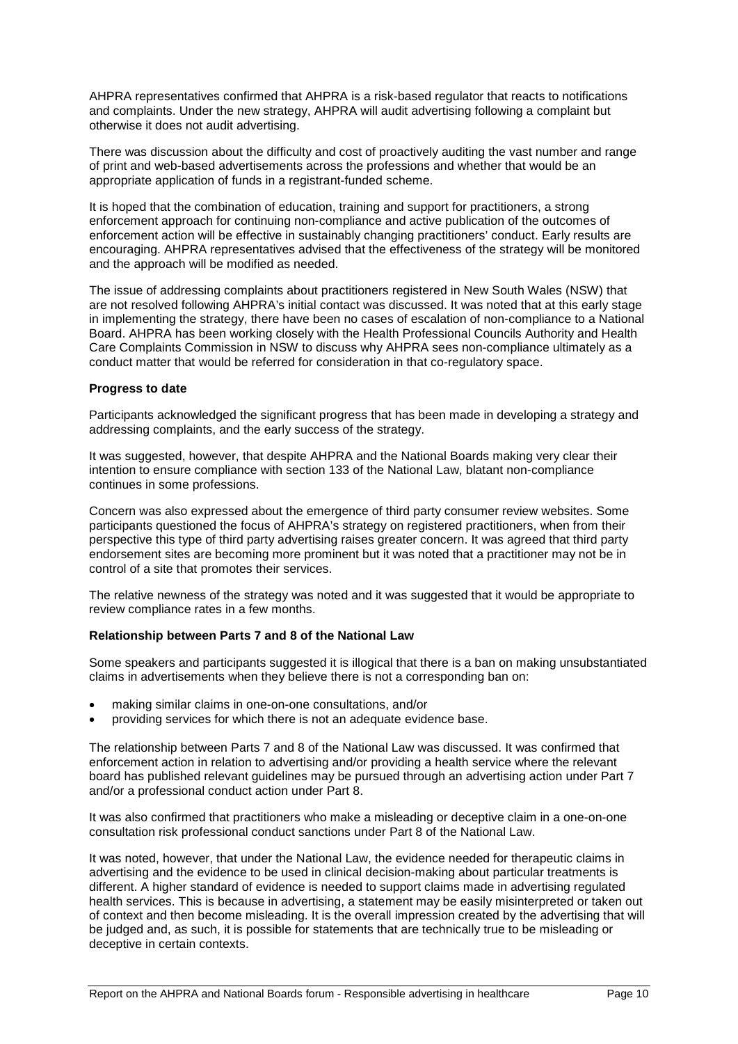AHPRA representatives confirmed that AHPRA is a risk-based regulator that reacts to notifications and complaints. Under the new strategy, AHPRA will audit advertising following a complaint but otherwise it does not audit advertising.

There was discussion about the difficulty and cost of proactively auditing the vast number and range of print and web-based advertisements across the professions and whether that would be an appropriate application of funds in a registrant-funded scheme.

It is hoped that the combination of education, training and support for practitioners, a strong enforcement approach for continuing non-compliance and active publication of the outcomes of enforcement action will be effective in sustainably changing practitioners' conduct. Early results are encouraging. AHPRA representatives advised that the effectiveness of the strategy will be monitored and the approach will be modified as needed.

The issue of addressing complaints about practitioners registered in New South Wales (NSW) that are not resolved following AHPRA's initial contact was discussed. It was noted that at this early stage in implementing the strategy, there have been no cases of escalation of non-compliance to a National Board. AHPRA has been working closely with the Health Professional Councils Authority and Health Care Complaints Commission in NSW to discuss why AHPRA sees non-compliance ultimately as a conduct matter that would be referred for consideration in that co-regulatory space.

**Progress to date**

Participants acknowledged the significant progress that has been made in developing a strategy and addressing complaints, and the early success of the strategy.

It was suggested, however, that despite AHPRA and the National Boards making very clear their intention to ensure compliance with section 133 of the National Law, blatant non-compliance continues in some professions.

Concern was also expressed about the emergence of third party consumer review websites. Some participants questioned the focus of AHPRA's strategy on registered practitioners, when from their perspective this type of third party advertising raises greater concern. It was agreed that third party endorsement sites are becoming more prominent but it was noted that a practitioner may not be in control of a site that promotes their services.

The relative newness of the strategy was noted and it was suggested that it would be appropriate to review compliance rates in a few months.

**Relationship between Parts 7 and 8 of the National Law**

Some speakers and participants suggested it is illogical that there is a ban on making unsubstantiated claims in advertisements when they believe there is not a corresponding ban on:

- making similar claims in one-on-one consultations, and/or
- providing services for which there is not an adequate evidence base.

The relationship between Parts 7 and 8 of the National Law was discussed. It was confirmed that enforcement action in relation to advertising and/or providing a health service where the relevant board has published relevant guidelines may be pursued through an advertising action under Part 7 and/or a professional conduct action under Part 8.

It was also confirmed that practitioners who make a misleading or deceptive claim in a one-on-one consultation risk professional conduct sanctions under Part 8 of the National Law.

It was noted, however, that under the National Law, the evidence needed for therapeutic claims in advertising and the evidence to be used in clinical decision-making about particular treatments is different. A higher standard of evidence is needed to support claims made in advertising regulated health services. This is because in advertising, a statement may be easily misinterpreted or taken out of context and then become misleading. It is the overall impression created by the advertising that will be judged and, as such, it is possible for statements that are technically true to be misleading or deceptive in certain contexts.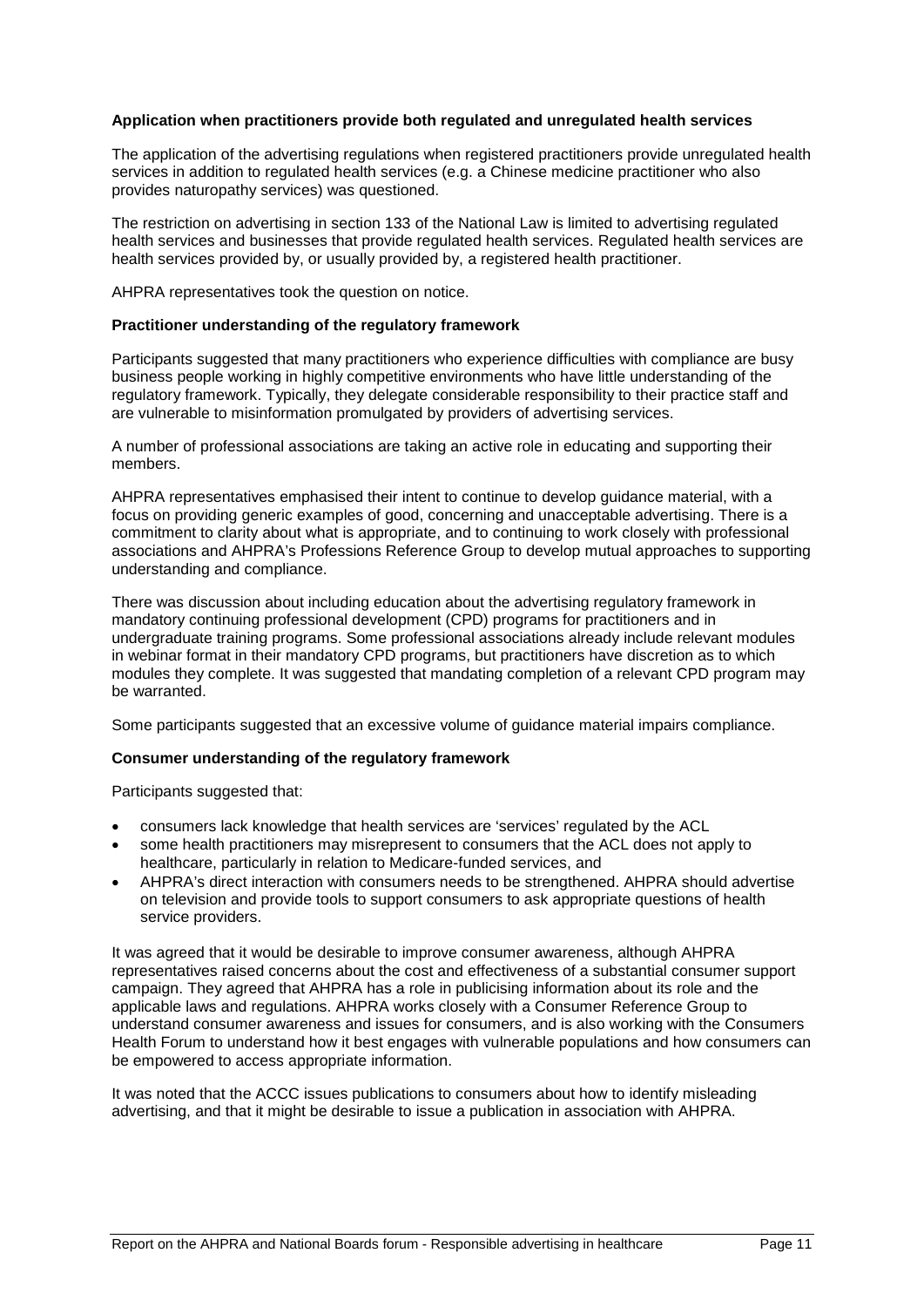**Application when practitioners provide both regulated and unregulated health services**

The application of the advertising regulations when registered practitioners provide unregulated health services in addition to regulated health services (e.g. a Chinese medicine practitioner who also provides naturopathy services) was questioned.

The restriction on advertising in section 133 of the National Law is limited to advertising regulated health services and businesses that provide regulated health services. Regulated health services are health services provided by, or usually provided by, a registered health practitioner.

AHPRA representatives took the question on notice.

**Practitioner understanding of the regulatory framework**

Participants suggested that many practitioners who experience difficulties with compliance are busy business people working in highly competitive environments who have little understanding of the regulatory framework. Typically, they delegate considerable responsibility to their practice staff and are vulnerable to misinformation promulgated by providers of advertising services.

A number of professional associations are taking an active role in educating and supporting their members.

AHPRA representatives emphasised their intent to continue to develop guidance material, with a focus on providing generic examples of good, concerning and unacceptable advertising. There is a commitment to clarity about what is appropriate, and to continuing to work closely with professional associations and AHPRA's Professions Reference Group to develop mutual approaches to supporting understanding and compliance.

There was discussion about including education about the advertising regulatory framework in mandatory continuing professional development (CPD) programs for practitioners and in undergraduate training programs. Some professional associations already include relevant modules in webinar format in their mandatory CPD programs, but practitioners have discretion as to which modules they complete. It was suggested that mandating completion of a relevant CPD program may be warranted.

Some participants suggested that an excessive volume of guidance material impairs compliance.

**Consumer understanding of the regulatory framework**

Participants suggested that:

- consumers lack knowledge that health services are 'services' regulated by the ACL
- some health practitioners may misrepresent to consumers that the ACL does not apply to healthcare, particularly in relation to Medicare-funded services, and
- AHPRA's direct interaction with consumers needs to be strengthened. AHPRA should advertise on television and provide tools to support consumers to ask appropriate questions of health service providers.

It was agreed that it would be desirable to improve consumer awareness, although AHPRA representatives raised concerns about the cost and effectiveness of a substantial consumer support campaign. They agreed that AHPRA has a role in publicising information about its role and the applicable laws and regulations. AHPRA works closely with a Consumer Reference Group to understand consumer awareness and issues for consumers, and is also working with the Consumers Health Forum to understand how it best engages with vulnerable populations and how consumers can be empowered to access appropriate information.

It was noted that the ACCC issues publications to consumers about how to identify misleading advertising, and that it might be desirable to issue a publication in association with AHPRA.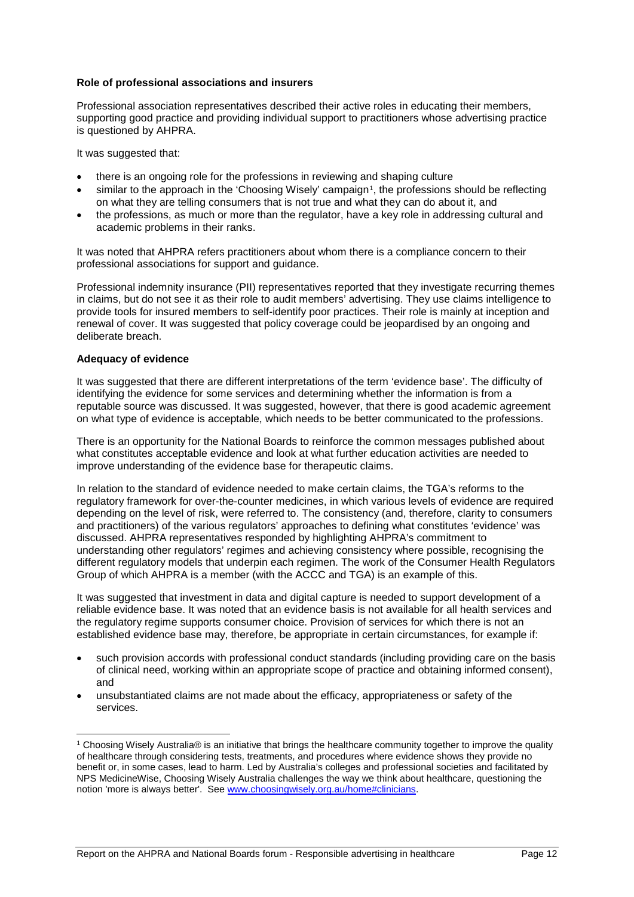### Role of professional associations and insurers

Professional association representatives described their active roles in educating their members, supporting good practice and providing individual support to practitioners whose advertising practice is questioned by AHPRA.

It was suggested that:

- there is an ongoing role for the professions in reviewing and shaping culture
- similar to the approach in the 'Choosing Wisely' campaign[1], the professions should be reflecting on what they are telling consumers that is not true and what they can do about it, and
- the professions, as much or more than the regulator, have a key role in addressing cultural and academic problems in their ranks.

It was noted that AHPRA refers practitioners about whom there is a compliance concern to their professional associations for support and guidance.

Professional indemnity insurance (PII) representatives reported that they investigate recurring themes in claims, but do not see it as their role to audit members' advertising. They use claims intelligence to provide tools for insured members to self-identify poor practices. Their role is mainly at inception and renewal of cover. It was suggested that policy coverage could be jeopardised by an ongoing and deliberate breach.

### Adequacy of evidence

It was suggested that there are different interpretations of the term 'evidence base'. The difficulty of identifying the evidence for some services and determining whether the information is from a reputable source was discussed. It was suggested, however, that there is good academic agreement on what type of evidence is acceptable, which needs to be better communicated to the professions.

There is an opportunity for the National Boards to reinforce the common messages published about what constitutes acceptable evidence and look at what further education activities are needed to improve understanding of the evidence base for therapeutic claims.

In relation to the standard of evidence needed to make certain claims, the TGA's reforms to the regulatory framework for over-the-counter medicines, in which various levels of evidence are required depending on the level of risk, were referred to. The consistency (and, therefore, clarity to consumers and practitioners) of the various regulators' approaches to defining what constitutes 'evidence' was discussed. AHPRA representatives responded by highlighting AHPRA's commitment to understanding other regulators' regimes and achieving consistency where possible, recognising the different regulatory models that underpin each regimen. The work of the Consumer Health Regulators Group of which AHPRA is a member (with the ACCC and TGA) is an example of this.

It was suggested that investment in data and digital capture is needed to support development of a reliable evidence base. It was noted that an evidence basis is not available for all health services and the regulatory regime supports consumer choice. Provision of services for which there is not an established evidence base may, therefore, be appropriate in certain circumstances, for example if:

- such provision accords with professional conduct standards (including providing care on the basis of clinical need, working within an appropriate scope of practice and obtaining informed consent), and
- unsubstantiated claims are not made about the efficacy, appropriateness or safety of the services.

---

[1] Choosing Wisely Australia® is an initiative that brings the healthcare community together to improve the quality of healthcare through considering tests, treatments, and procedures where evidence shows they provide no benefit or, in some cases, lead to harm. Led by Australia's colleges and professional societies and facilitated by NPS MedicineWise, Choosing Wisely Australia challenges the way we think about healthcare, questioning the notion 'more is always better'. See [www.choosingwisely.org.au/home#clinicians](www.choosingwisely.org.au/home#clinicians).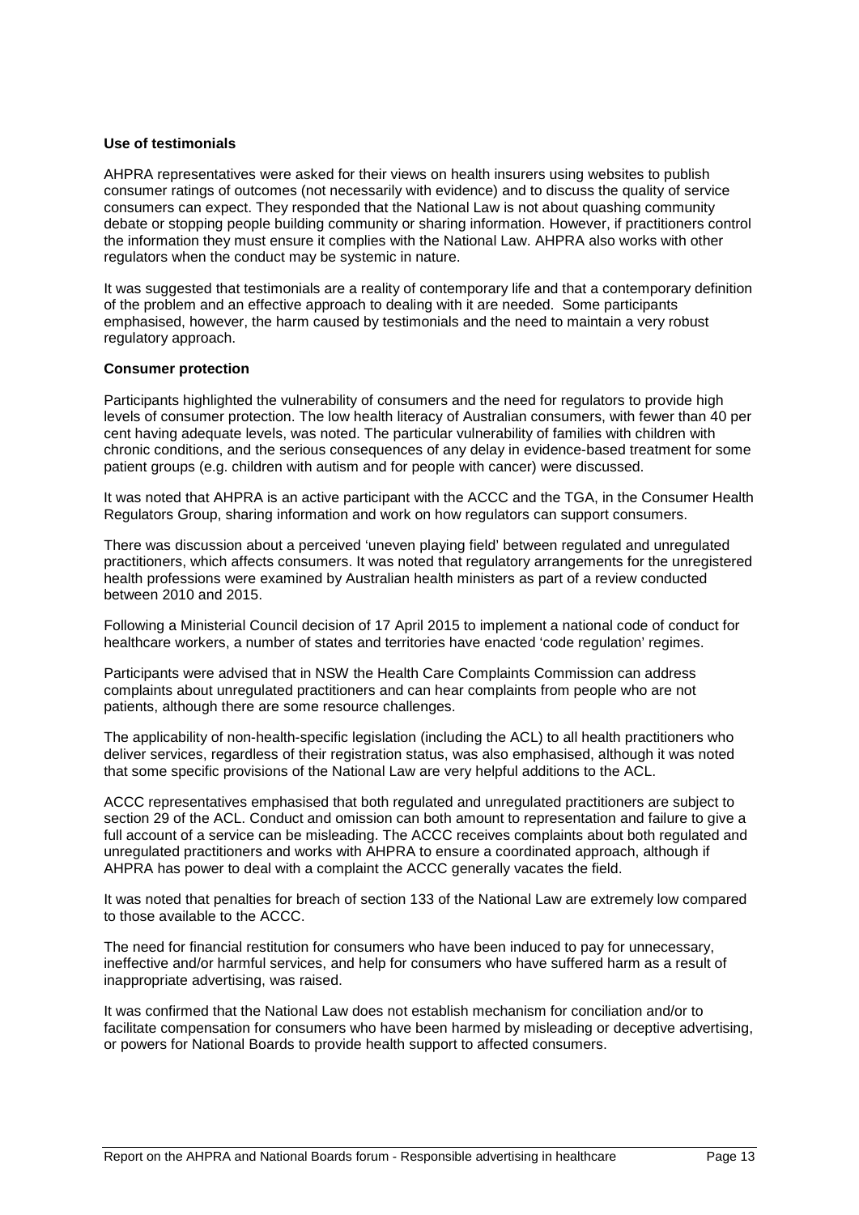**Use of testimonials**

AHPRA representatives were asked for their views on health insurers using websites to publish consumer ratings of outcomes (not necessarily with evidence) and to discuss the quality of service consumers can expect. They responded that the National Law is not about quashing community debate or stopping people building community or sharing information. However, if practitioners control the information they must ensure it complies with the National Law. AHPRA also works with other regulators when the conduct may be systemic in nature.

It was suggested that testimonials are a reality of contemporary life and that a contemporary definition of the problem and an effective approach to dealing with it are needed. Some participants emphasised, however, the harm caused by testimonials and the need to maintain a very robust regulatory approach.

**Consumer protection**

Participants highlighted the vulnerability of consumers and the need for regulators to provide high levels of consumer protection. The low health literacy of Australian consumers, with fewer than 40 per cent having adequate levels, was noted. The particular vulnerability of families with children with chronic conditions, and the serious consequences of any delay in evidence-based treatment for some patient groups (e.g. children with autism and for people with cancer) were discussed.

It was noted that AHPRA is an active participant with the ACCC and the TGA, in the Consumer Health Regulators Group, sharing information and work on how regulators can support consumers.

There was discussion about a perceived 'uneven playing field' between regulated and unregulated practitioners, which affects consumers. It was noted that regulatory arrangements for the unregistered health professions were examined by Australian health ministers as part of a review conducted between 2010 and 2015.

Following a Ministerial Council decision of 17 April 2015 to implement a national code of conduct for healthcare workers, a number of states and territories have enacted 'code regulation' regimes.

Participants were advised that in NSW the Health Care Complaints Commission can address complaints about unregulated practitioners and can hear complaints from people who are not patients, although there are some resource challenges.

The applicability of non-health-specific legislation (including the ACL) to all health practitioners who deliver services, regardless of their registration status, was also emphasised, although it was noted that some specific provisions of the National Law are very helpful additions to the ACL.

ACCC representatives emphasised that both regulated and unregulated practitioners are subject to section 29 of the ACL. Conduct and omission can both amount to representation and failure to give a full account of a service can be misleading. The ACCC receives complaints about both regulated and unregulated practitioners and works with AHPRA to ensure a coordinated approach, although if AHPRA has power to deal with a complaint the ACCC generally vacates the field.

It was noted that penalties for breach of section 133 of the National Law are extremely low compared to those available to the ACCC.

The need for financial restitution for consumers who have been induced to pay for unnecessary, ineffective and/or harmful services, and help for consumers who have suffered harm as a result of inappropriate advertising, was raised.

It was confirmed that the National Law does not establish mechanism for conciliation and/or to facilitate compensation for consumers who have been harmed by misleading or deceptive advertising, or powers for National Boards to provide health support to affected consumers.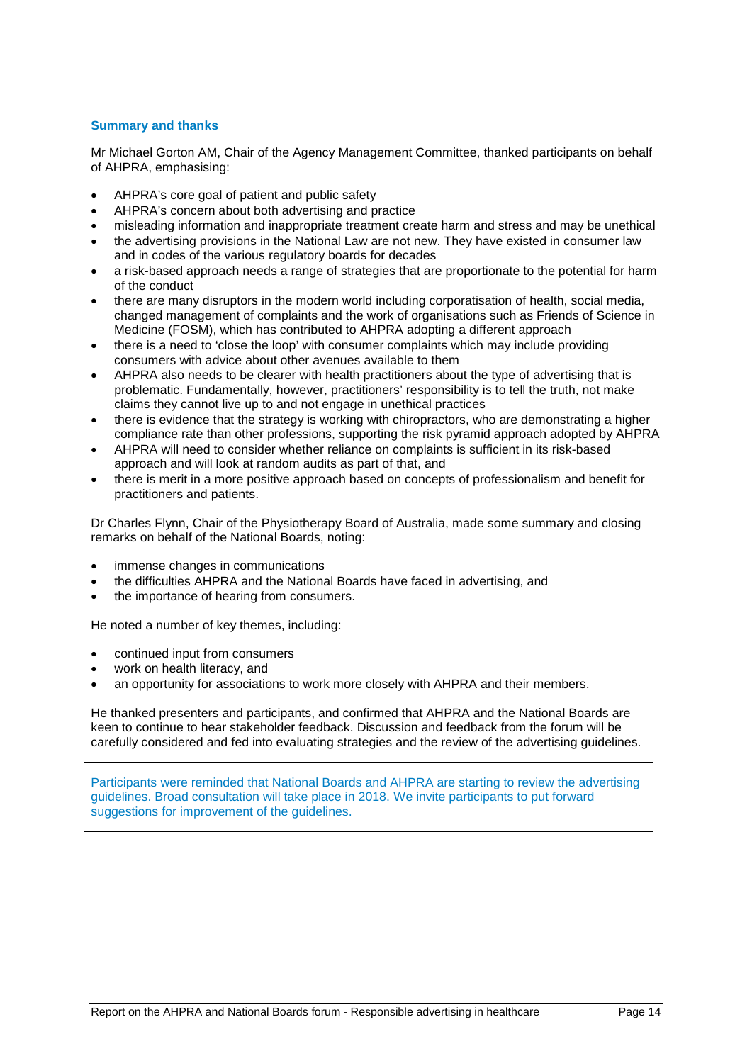## Summary and thanks

Mr Michael Gorton AM, Chair of the Agency Management Committee, thanked participants on behalf of AHPRA, emphasising:

- AHPRA's core goal of patient and public safety
- AHPRA's concern about both advertising and practice
- misleading information and inappropriate treatment create harm and stress and may be unethical
- the advertising provisions in the National Law are not new. They have existed in consumer law and in codes of the various regulatory boards for decades
- a risk-based approach needs a range of strategies that are proportionate to the potential for harm of the conduct
- there are many disruptors in the modern world including corporatisation of health, social media, changed management of complaints and the work of organisations such as Friends of Science in Medicine (FOSM), which has contributed to AHPRA adopting a different approach
- there is a need to 'close the loop' with consumer complaints which may include providing consumers with advice about other avenues available to them
- AHPRA also needs to be clearer with health practitioners about the type of advertising that is problematic. Fundamentally, however, practitioners' responsibility is to tell the truth, not make claims they cannot live up to and not engage in unethical practices
- there is evidence that the strategy is working with chiropractors, who are demonstrating a higher compliance rate than other professions, supporting the risk pyramid approach adopted by AHPRA
- AHPRA will need to consider whether reliance on complaints is sufficient in its risk-based approach and will look at random audits as part of that, and
- there is merit in a more positive approach based on concepts of professionalism and benefit for practitioners and patients.

Dr Charles Flynn, Chair of the Physiotherapy Board of Australia, made some summary and closing remarks on behalf of the National Boards, noting:

- immense changes in communications
- the difficulties AHPRA and the National Boards have faced in advertising, and
- the importance of hearing from consumers.

He noted a number of key themes, including:

- continued input from consumers
- work on health literacy, and
- an opportunity for associations to work more closely with AHPRA and their members.

He thanked presenters and participants, and confirmed that AHPRA and the National Boards are keen to continue to hear stakeholder feedback. Discussion and feedback from the forum will be carefully considered and fed into evaluating strategies and the review of the advertising guidelines.

Participants were reminded that National Boards and AHPRA are starting to review the advertising guidelines. Broad consultation will take place in 2018. We invite participants to put forward suggestions for improvement of the guidelines.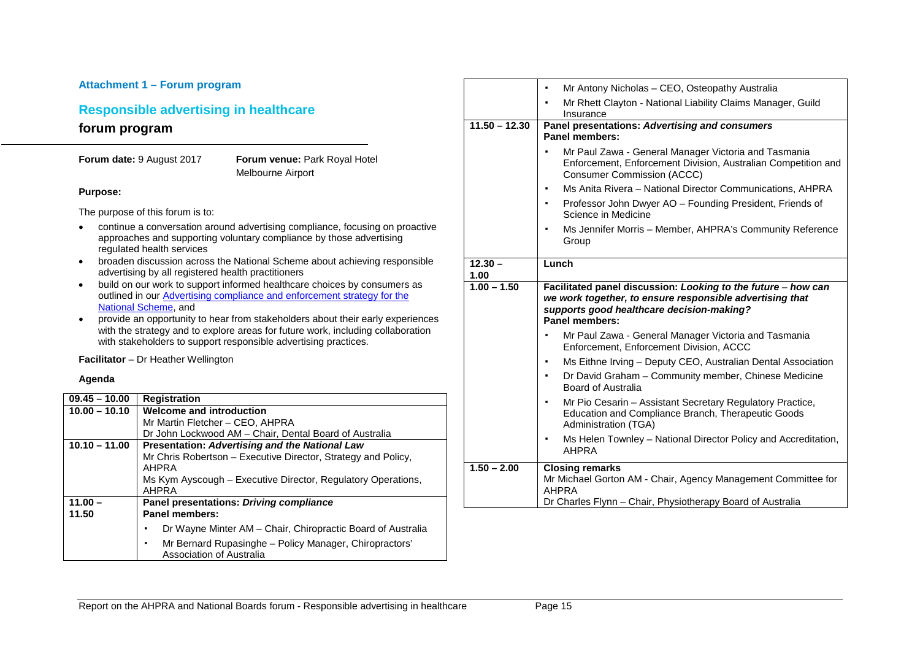#### Attachment 1 – Forum program

## Responsible advertising in healthcare

## forum program

**Forum date:** 9 August 2017

**Forum venue:** Park Royal Hotel Melbourne Airport

**Purpose:**

The purpose of this forum is to:

- continue a conversation around advertising compliance, focusing on proactive approaches and supporting voluntary compliance by those advertising regulated health services
- broaden discussion across the National Scheme about achieving responsible advertising by all registered health practitioners
- build on our work to support informed healthcare choices by consumers as outlined in our [Advertising compliance and enforcement strategy for the National Scheme](), and
- provide an opportunity to hear from stakeholders about their early experiences with the strategy and to explore areas for future work, including collaboration with stakeholders to support responsible advertising practices.

**Facilitator** – Dr Heather Wellington

**Agenda**

| | |
|---|---|
| **09.45 – 10.00** | **Registration** |
| **10.00 – 10.10** | **Welcome and introduction**<br>Mr Martin Fletcher – CEO, AHPRA<br>Dr John Lockwood AM – Chair, Dental Board of Australia |
| **10.10 – 11.00** | **Presentation: *Advertising and the National Law***<br>Mr Chris Robertson – Executive Director, Strategy and Policy, AHPRA<br>Ms Kym Ayscough – Executive Director, Regulatory Operations, AHPRA |
| **11.00 – 11.50** | **Panel presentations: *Driving compliance***<br>**Panel members:**<br>▪ Dr Wayne Minter AM – Chair, Chiropractic Board of Australia<br>▪ Mr Bernard Rupasinghe – Policy Manager, Chiropractors' Association of Australia<br>▪ Mr Antony Nicholas – CEO, Osteopathy Australia<br>▪ Mr Rhett Clayton - National Liability Claims Manager, Guild Insurance |
| **11.50 – 12.30** | **Panel presentations: *Advertising and consumers***<br>**Panel members:**<br>▪ Mr Paul Zawa - General Manager Victoria and Tasmania Enforcement, Enforcement Division, Australian Competition and Consumer Commission (ACCC)<br>▪ Ms Anita Rivera – National Director Communications, AHPRA<br>▪ Professor John Dwyer AO – Founding President, Friends of Science in Medicine<br>▪ Ms Jennifer Morris – Member, AHPRA's Community Reference Group |
| **12.30 – 1.00** | **Lunch** |
| **1.00 – 1.50** | **Facilitated panel discussion: *Looking to the future* – *how can we work together, to ensure responsible advertising that supports good healthcare decision-making?***<br>**Panel members:**<br>▪ Mr Paul Zawa - General Manager Victoria and Tasmania Enforcement, Enforcement Division, ACCC<br>▪ Ms Eithne Irving – Deputy CEO, Australian Dental Association<br>▪ Dr David Graham – Community member, Chinese Medicine Board of Australia<br>▪ Mr Pio Cesarin – Assistant Secretary Regulatory Practice, Education and Compliance Branch, Therapeutic Goods Administration (TGA)<br>▪ Ms Helen Townley – National Director Policy and Accreditation, AHPRA |
| **1.50 – 2.00** | **Closing remarks**<br>Mr Michael Gorton AM - Chair, Agency Management Committee for AHPRA<br>Dr Charles Flynn – Chair, Physiotherapy Board of Australia |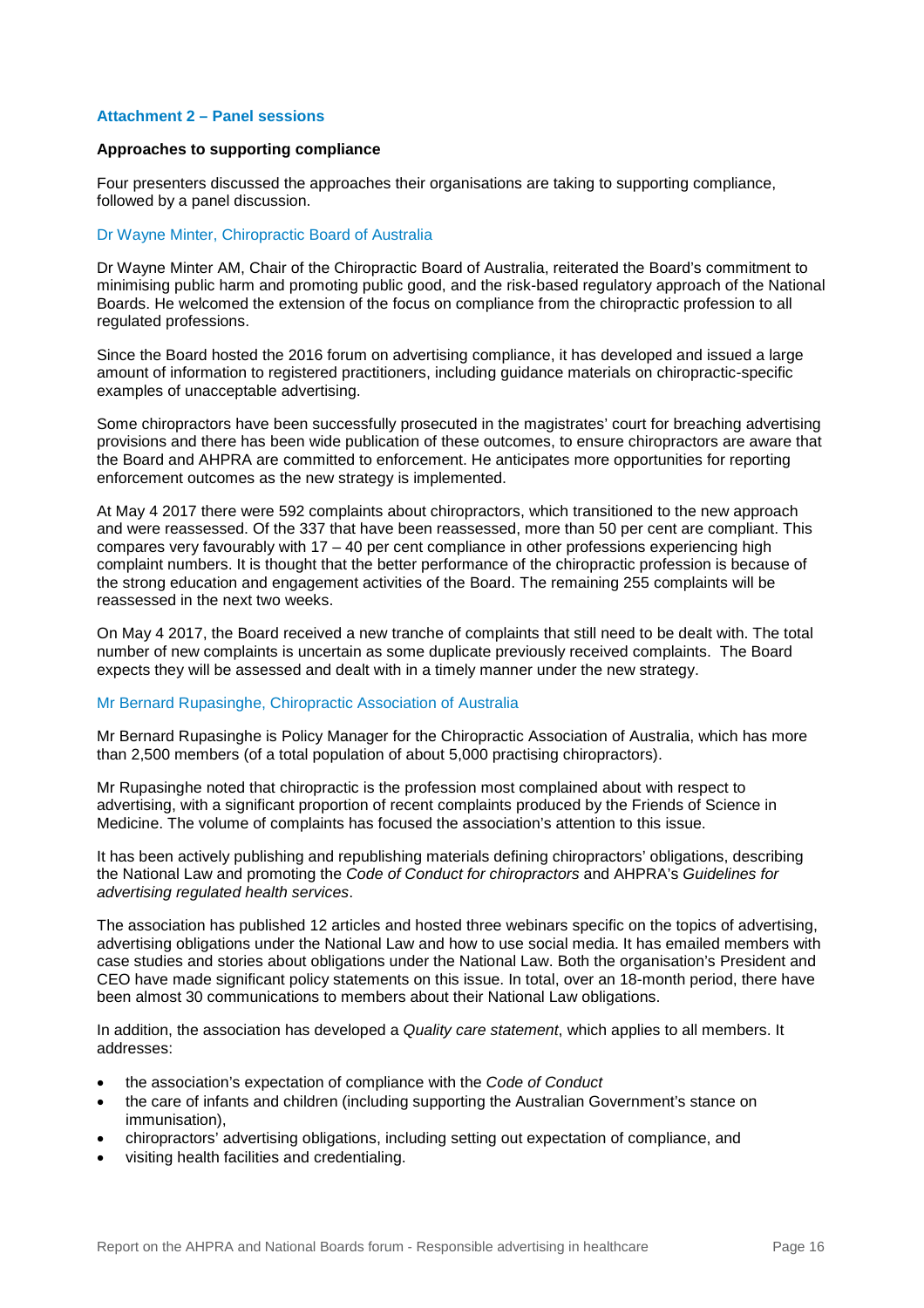## Attachment 2 – Panel sessions

### Approaches to supporting compliance

Four presenters discussed the approaches their organisations are taking to supporting compliance, followed by a panel discussion.

#### Dr Wayne Minter, Chiropractic Board of Australia

Dr Wayne Minter AM, Chair of the Chiropractic Board of Australia, reiterated the Board's commitment to minimising public harm and promoting public good, and the risk-based regulatory approach of the National Boards. He welcomed the extension of the focus on compliance from the chiropractic profession to all regulated professions.

Since the Board hosted the 2016 forum on advertising compliance, it has developed and issued a large amount of information to registered practitioners, including guidance materials on chiropractic-specific examples of unacceptable advertising.

Some chiropractors have been successfully prosecuted in the magistrates' court for breaching advertising provisions and there has been wide publication of these outcomes, to ensure chiropractors are aware that the Board and AHPRA are committed to enforcement. He anticipates more opportunities for reporting enforcement outcomes as the new strategy is implemented.

At May 4 2017 there were 592 complaints about chiropractors, which transitioned to the new approach and were reassessed. Of the 337 that have been reassessed, more than 50 per cent are compliant. This compares very favourably with 17 – 40 per cent compliance in other professions experiencing high complaint numbers. It is thought that the better performance of the chiropractic profession is because of the strong education and engagement activities of the Board. The remaining 255 complaints will be reassessed in the next two weeks.

On May 4 2017, the Board received a new tranche of complaints that still need to be dealt with. The total number of new complaints is uncertain as some duplicate previously received complaints. The Board expects they will be assessed and dealt with in a timely manner under the new strategy.

#### Mr Bernard Rupasinghe, Chiropractic Association of Australia

Mr Bernard Rupasinghe is Policy Manager for the Chiropractic Association of Australia, which has more than 2,500 members (of a total population of about 5,000 practising chiropractors).

Mr Rupasinghe noted that chiropractic is the profession most complained about with respect to advertising, with a significant proportion of recent complaints produced by the Friends of Science in Medicine. The volume of complaints has focused the association's attention to this issue.

It has been actively publishing and republishing materials defining chiropractors' obligations, describing the National Law and promoting the *Code of Conduct for chiropractors* and AHPRA's *Guidelines for advertising regulated health services*.

The association has published 12 articles and hosted three webinars specific on the topics of advertising, advertising obligations under the National Law and how to use social media. It has emailed members with case studies and stories about obligations under the National Law. Both the organisation's President and CEO have made significant policy statements on this issue. In total, over an 18-month period, there have been almost 30 communications to members about their National Law obligations.

In addition, the association has developed a *Quality care statement*, which applies to all members. It addresses:

- the association's expectation of compliance with the *Code of Conduct*
- the care of infants and children (including supporting the Australian Government's stance on immunisation),
- chiropractors' advertising obligations, including setting out expectation of compliance, and
- visiting health facilities and credentialing.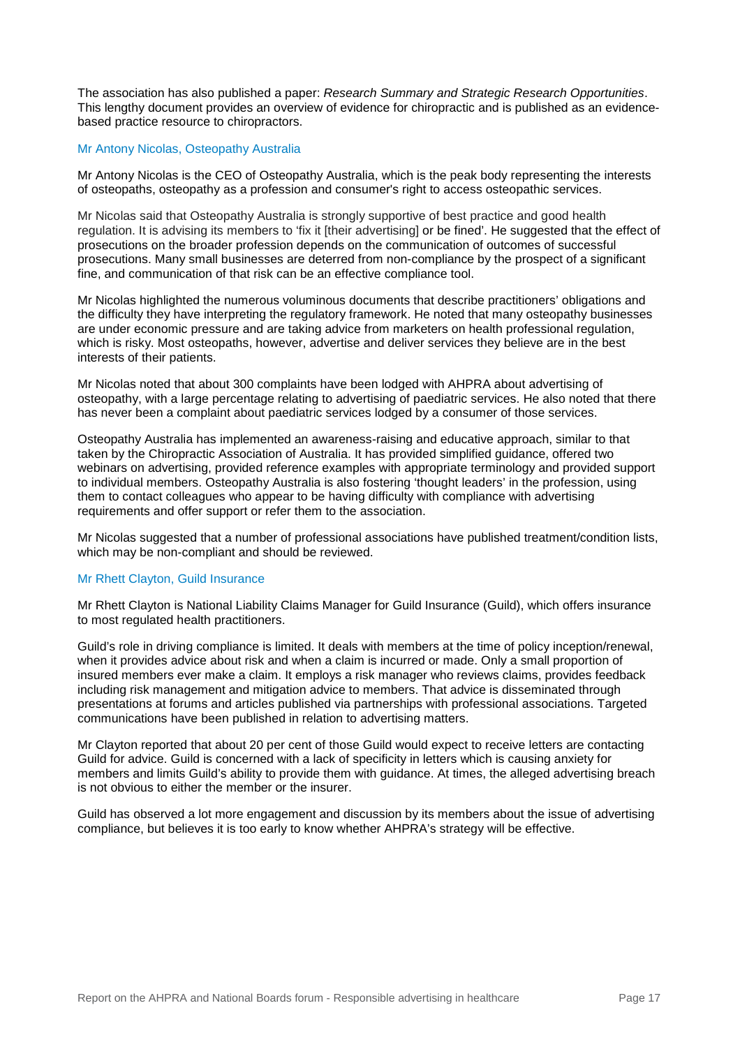The association has also published a paper: *Research Summary and Strategic Research Opportunities*. This lengthy document provides an overview of evidence for chiropractic and is published as an evidence-based practice resource to chiropractors.

### Mr Antony Nicolas, Osteopathy Australia

Mr Antony Nicolas is the CEO of Osteopathy Australia, which is the peak body representing the interests of osteopaths, osteopathy as a profession and consumer's right to access osteopathic services.

Mr Nicolas said that Osteopathy Australia is strongly supportive of best practice and good health regulation. It is advising its members to 'fix it [their advertising] or be fined'. He suggested that the effect of prosecutions on the broader profession depends on the communication of outcomes of successful prosecutions. Many small businesses are deterred from non-compliance by the prospect of a significant fine, and communication of that risk can be an effective compliance tool.

Mr Nicolas highlighted the numerous voluminous documents that describe practitioners' obligations and the difficulty they have interpreting the regulatory framework. He noted that many osteopathy businesses are under economic pressure and are taking advice from marketers on health professional regulation, which is risky. Most osteopaths, however, advertise and deliver services they believe are in the best interests of their patients.

Mr Nicolas noted that about 300 complaints have been lodged with AHPRA about advertising of osteopathy, with a large percentage relating to advertising of paediatric services. He also noted that there has never been a complaint about paediatric services lodged by a consumer of those services.

Osteopathy Australia has implemented an awareness-raising and educative approach, similar to that taken by the Chiropractic Association of Australia. It has provided simplified guidance, offered two webinars on advertising, provided reference examples with appropriate terminology and provided support to individual members. Osteopathy Australia is also fostering 'thought leaders' in the profession, using them to contact colleagues who appear to be having difficulty with compliance with advertising requirements and offer support or refer them to the association.

Mr Nicolas suggested that a number of professional associations have published treatment/condition lists, which may be non-compliant and should be reviewed.

### Mr Rhett Clayton, Guild Insurance

Mr Rhett Clayton is National Liability Claims Manager for Guild Insurance (Guild), which offers insurance to most regulated health practitioners.

Guild's role in driving compliance is limited. It deals with members at the time of policy inception/renewal, when it provides advice about risk and when a claim is incurred or made. Only a small proportion of insured members ever make a claim. It employs a risk manager who reviews claims, provides feedback including risk management and mitigation advice to members. That advice is disseminated through presentations at forums and articles published via partnerships with professional associations. Targeted communications have been published in relation to advertising matters.

Mr Clayton reported that about 20 per cent of those Guild would expect to receive letters are contacting Guild for advice. Guild is concerned with a lack of specificity in letters which is causing anxiety for members and limits Guild's ability to provide them with guidance. At times, the alleged advertising breach is not obvious to either the member or the insurer.

Guild has observed a lot more engagement and discussion by its members about the issue of advertising compliance, but believes it is too early to know whether AHPRA's strategy will be effective.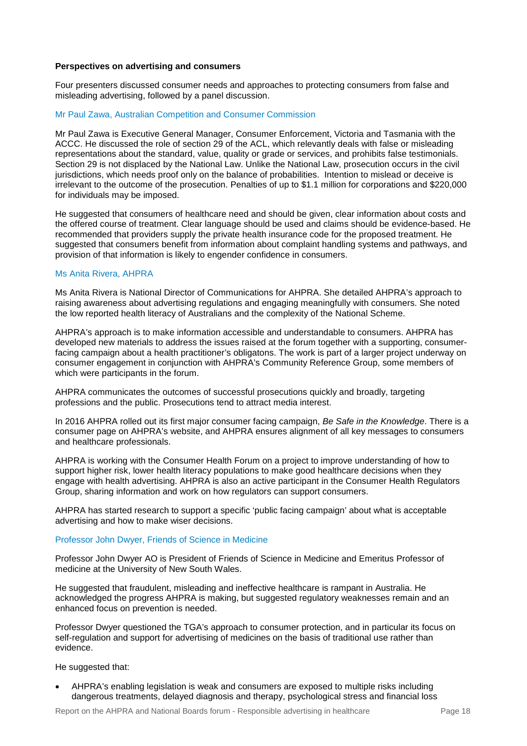**Perspectives on advertising and consumers**

Four presenters discussed consumer needs and approaches to protecting consumers from false and misleading advertising, followed by a panel discussion.

### Mr Paul Zawa, Australian Competition and Consumer Commission

Mr Paul Zawa is Executive General Manager, Consumer Enforcement, Victoria and Tasmania with the ACCC. He discussed the role of section 29 of the ACL, which relevantly deals with false or misleading representations about the standard, value, quality or grade or services, and prohibits false testimonials. Section 29 is not displaced by the National Law. Unlike the National Law, prosecution occurs in the civil jurisdictions, which needs proof only on the balance of probabilities. Intention to mislead or deceive is irrelevant to the outcome of the prosecution. Penalties of up to $1.1 million for corporations and $220,000 for individuals may be imposed.

He suggested that consumers of healthcare need and should be given, clear information about costs and the offered course of treatment. Clear language should be used and claims should be evidence-based. He recommended that providers supply the private health insurance code for the proposed treatment. He suggested that consumers benefit from information about complaint handling systems and pathways, and provision of that information is likely to engender confidence in consumers.

### Ms Anita Rivera, AHPRA

Ms Anita Rivera is National Director of Communications for AHPRA. She detailed AHPRA's approach to raising awareness about advertising regulations and engaging meaningfully with consumers. She noted the low reported health literacy of Australians and the complexity of the National Scheme.

AHPRA's approach is to make information accessible and understandable to consumers. AHPRA has developed new materials to address the issues raised at the forum together with a supporting, consumer-facing campaign about a health practitioner's obligatons. The work is part of a larger project underway on consumer engagement in conjunction with AHPRA's Community Reference Group, some members of which were participants in the forum.

AHPRA communicates the outcomes of successful prosecutions quickly and broadly, targeting professions and the public. Prosecutions tend to attract media interest.

In 2016 AHPRA rolled out its first major consumer facing campaign, *Be Safe in the Knowledge*. There is a consumer page on AHPRA's website, and AHPRA ensures alignment of all key messages to consumers and healthcare professionals.

AHPRA is working with the Consumer Health Forum on a project to improve understanding of how to support higher risk, lower health literacy populations to make good healthcare decisions when they engage with health advertising. AHPRA is also an active participant in the Consumer Health Regulators Group, sharing information and work on how regulators can support consumers.

AHPRA has started research to support a specific 'public facing campaign' about what is acceptable advertising and how to make wiser decisions.

### Professor John Dwyer, Friends of Science in Medicine

Professor John Dwyer AO is President of Friends of Science in Medicine and Emeritus Professor of medicine at the University of New South Wales.

He suggested that fraudulent, misleading and ineffective healthcare is rampant in Australia. He acknowledged the progress AHPRA is making, but suggested regulatory weaknesses remain and an enhanced focus on prevention is needed.

Professor Dwyer questioned the TGA's approach to consumer protection, and in particular its focus on self-regulation and support for advertising of medicines on the basis of traditional use rather than evidence.

He suggested that:

- AHPRA's enabling legislation is weak and consumers are exposed to multiple risks including dangerous treatments, delayed diagnosis and therapy, psychological stress and financial loss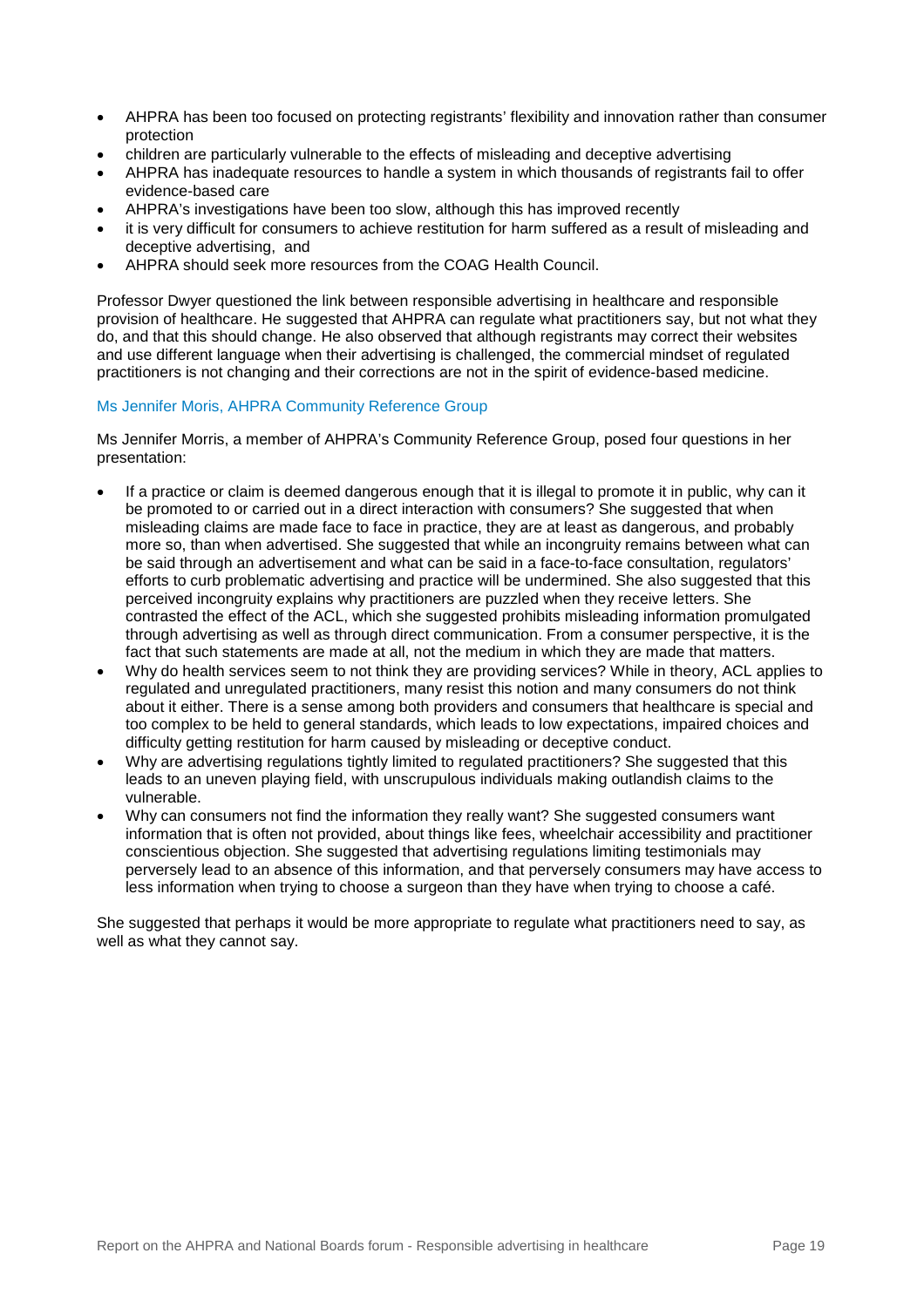- AHPRA has been too focused on protecting registrants' flexibility and innovation rather than consumer protection
- children are particularly vulnerable to the effects of misleading and deceptive advertising
- AHPRA has inadequate resources to handle a system in which thousands of registrants fail to offer evidence-based care
- AHPRA's investigations have been too slow, although this has improved recently
- it is very difficult for consumers to achieve restitution for harm suffered as a result of misleading and deceptive advertising, and
- AHPRA should seek more resources from the COAG Health Council.

Professor Dwyer questioned the link between responsible advertising in healthcare and responsible provision of healthcare. He suggested that AHPRA can regulate what practitioners say, but not what they do, and that this should change. He also observed that although registrants may correct their websites and use different language when their advertising is challenged, the commercial mindset of regulated practitioners is not changing and their corrections are not in the spirit of evidence-based medicine.

### Ms Jennifer Moris, AHPRA Community Reference Group

Ms Jennifer Morris, a member of AHPRA's Community Reference Group, posed four questions in her presentation:

- If a practice or claim is deemed dangerous enough that it is illegal to promote it in public, why can it be promoted to or carried out in a direct interaction with consumers? She suggested that when misleading claims are made face to face in practice, they are at least as dangerous, and probably more so, than when advertised. She suggested that while an incongruity remains between what can be said through an advertisement and what can be said in a face-to-face consultation, regulators' efforts to curb problematic advertising and practice will be undermined. She also suggested that this perceived incongruity explains why practitioners are puzzled when they receive letters. She contrasted the effect of the ACL, which she suggested prohibits misleading information promulgated through advertising as well as through direct communication. From a consumer perspective, it is the fact that such statements are made at all, not the medium in which they are made that matters.
- Why do health services seem to not think they are providing services? While in theory, ACL applies to regulated and unregulated practitioners, many resist this notion and many consumers do not think about it either. There is a sense among both providers and consumers that healthcare is special and too complex to be held to general standards, which leads to low expectations, impaired choices and difficulty getting restitution for harm caused by misleading or deceptive conduct.
- Why are advertising regulations tightly limited to regulated practitioners? She suggested that this leads to an uneven playing field, with unscrupulous individuals making outlandish claims to the vulnerable.
- Why can consumers not find the information they really want? She suggested consumers want information that is often not provided, about things like fees, wheelchair accessibility and practitioner conscientious objection. She suggested that advertising regulations limiting testimonials may perversely lead to an absence of this information, and that perversely consumers may have access to less information when trying to choose a surgeon than they have when trying to choose a café.

She suggested that perhaps it would be more appropriate to regulate what practitioners need to say, as well as what they cannot say.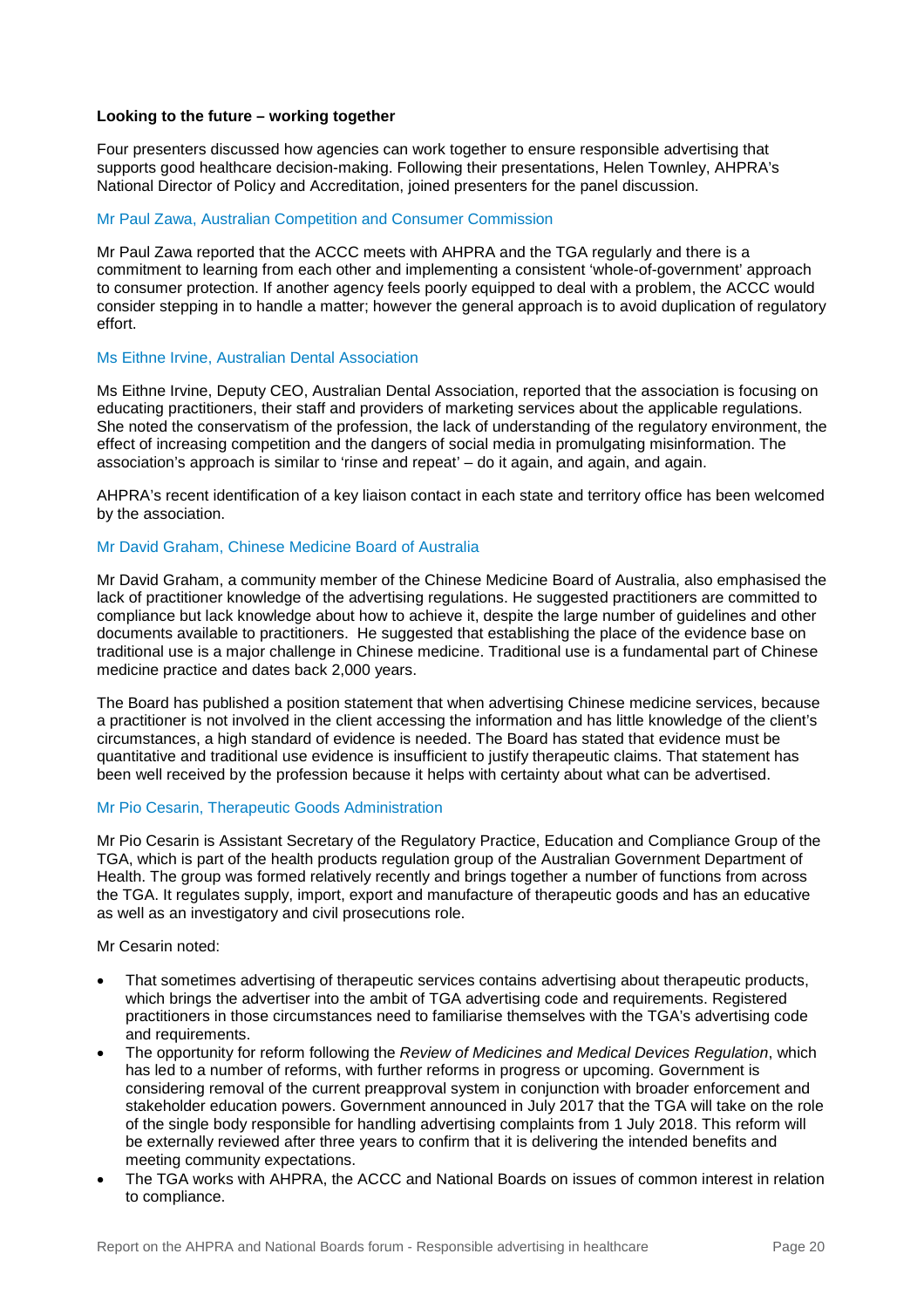**Looking to the future – working together**

Four presenters discussed how agencies can work together to ensure responsible advertising that supports good healthcare decision-making. Following their presentations, Helen Townley, AHPRA's National Director of Policy and Accreditation, joined presenters for the panel discussion.

### Mr Paul Zawa, Australian Competition and Consumer Commission

Mr Paul Zawa reported that the ACCC meets with AHPRA and the TGA regularly and there is a commitment to learning from each other and implementing a consistent 'whole-of-government' approach to consumer protection. If another agency feels poorly equipped to deal with a problem, the ACCC would consider stepping in to handle a matter; however the general approach is to avoid duplication of regulatory effort.

### Ms Eithne Irvine, Australian Dental Association

Ms Eithne Irvine, Deputy CEO, Australian Dental Association, reported that the association is focusing on educating practitioners, their staff and providers of marketing services about the applicable regulations. She noted the conservatism of the profession, the lack of understanding of the regulatory environment, the effect of increasing competition and the dangers of social media in promulgating misinformation. The association's approach is similar to 'rinse and repeat' – do it again, and again, and again.

AHPRA's recent identification of a key liaison contact in each state and territory office has been welcomed by the association.

### Mr David Graham, Chinese Medicine Board of Australia

Mr David Graham, a community member of the Chinese Medicine Board of Australia, also emphasised the lack of practitioner knowledge of the advertising regulations. He suggested practitioners are committed to compliance but lack knowledge about how to achieve it, despite the large number of guidelines and other documents available to practitioners. He suggested that establishing the place of the evidence base on traditional use is a major challenge in Chinese medicine. Traditional use is a fundamental part of Chinese medicine practice and dates back 2,000 years.

The Board has published a position statement that when advertising Chinese medicine services, because a practitioner is not involved in the client accessing the information and has little knowledge of the client's circumstances, a high standard of evidence is needed. The Board has stated that evidence must be quantitative and traditional use evidence is insufficient to justify therapeutic claims. That statement has been well received by the profession because it helps with certainty about what can be advertised.

### Mr Pio Cesarin, Therapeutic Goods Administration

Mr Pio Cesarin is Assistant Secretary of the Regulatory Practice, Education and Compliance Group of the TGA, which is part of the health products regulation group of the Australian Government Department of Health. The group was formed relatively recently and brings together a number of functions from across the TGA. It regulates supply, import, export and manufacture of therapeutic goods and has an educative as well as an investigatory and civil prosecutions role.

Mr Cesarin noted:

- That sometimes advertising of therapeutic services contains advertising about therapeutic products, which brings the advertiser into the ambit of TGA advertising code and requirements. Registered practitioners in those circumstances need to familiarise themselves with the TGA's advertising code and requirements.
- The opportunity for reform following the *Review of Medicines and Medical Devices Regulation*, which has led to a number of reforms, with further reforms in progress or upcoming. Government is considering removal of the current preapproval system in conjunction with broader enforcement and stakeholder education powers. Government announced in July 2017 that the TGA will take on the role of the single body responsible for handling advertising complaints from 1 July 2018. This reform will be externally reviewed after three years to confirm that it is delivering the intended benefits and meeting community expectations.
- The TGA works with AHPRA, the ACCC and National Boards on issues of common interest in relation to compliance.